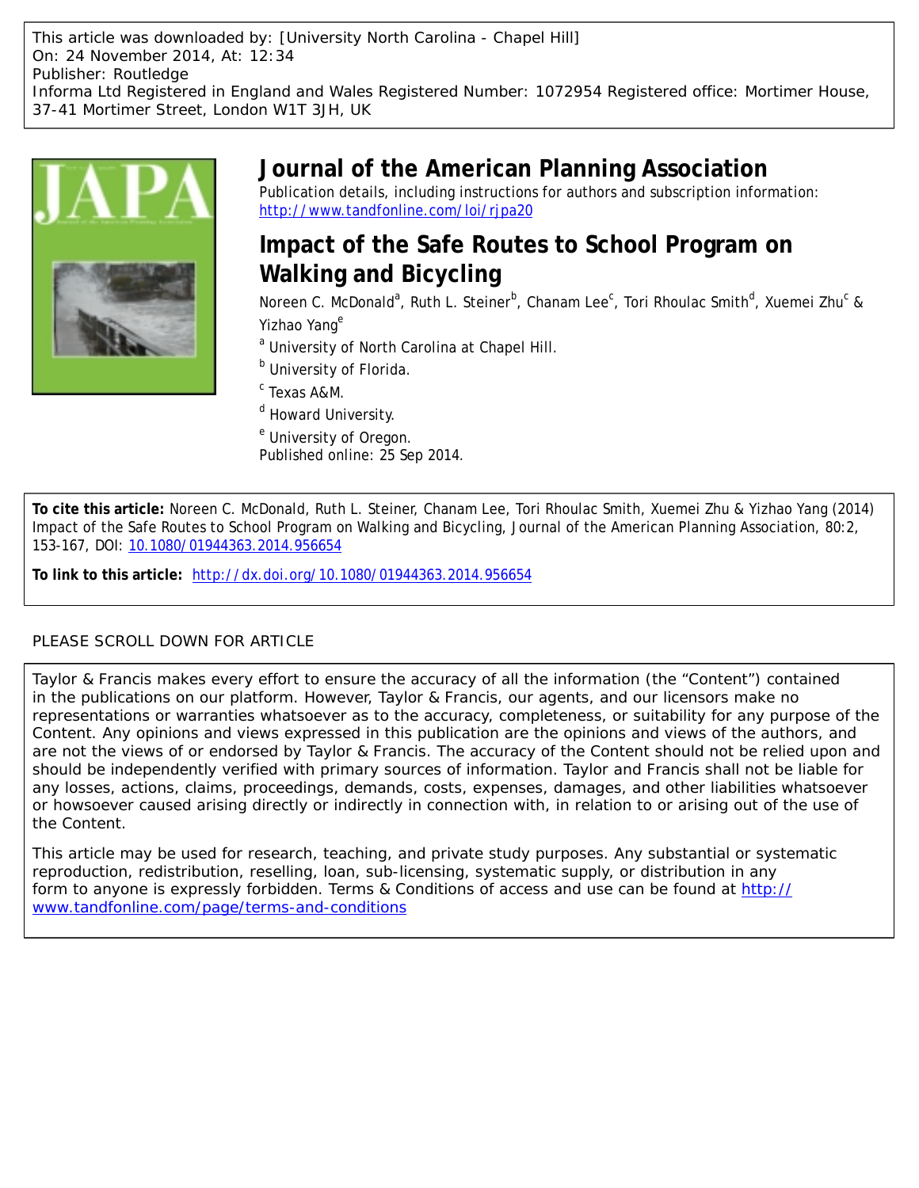This article was downloaded by: [University North Carolina - Chapel Hill]
On: 24 November 2014, At: 12:34
Publisher: Routledge
Informa Ltd Registered in England and Wales Registered Number: 1072954 Registered office: Mortimer House, 37-41 Mortimer Street, London W1T 3JH, UK

# Journal of the American Planning Association

Publication details, including instructions for authors and subscription information:
http://www.tandfonline.com/loi/rjpa20

## Impact of the Safe Routes to School Program on Walking and Bicycling

Noreen C. McDonald[a], Ruth L. Steiner[b], Chanam Lee[c], Tori Rhoulac Smith[d], Xuemei Zhu[c] & Yizhao Yang[e]

[a] University of North Carolina at Chapel Hill.

[b] University of Florida.

[c] Texas A&M.

[d] Howard University.

[e] University of Oregon.

Published online: 25 Sep 2014.

**To cite this article:** Noreen C. McDonald, Ruth L. Steiner, Chanam Lee, Tori Rhoulac Smith, Xuemei Zhu & Yizhao Yang (2014) Impact of the Safe Routes to School Program on Walking and Bicycling, Journal of the American Planning Association, 80:2, 153-167, DOI: 10.1080/01944363.2014.956654

**To link to this article:** http://dx.doi.org/10.1080/01944363.2014.956654

PLEASE SCROLL DOWN FOR ARTICLE

Taylor & Francis makes every effort to ensure the accuracy of all the information (the "Content") contained in the publications on our platform. However, Taylor & Francis, our agents, and our licensors make no representations or warranties whatsoever as to the accuracy, completeness, or suitability for any purpose of the Content. Any opinions and views expressed in this publication are the opinions and views of the authors, and are not the views of or endorsed by Taylor & Francis. The accuracy of the Content should not be relied upon and should be independently verified with primary sources of information. Taylor and Francis shall not be liable for any losses, actions, claims, proceedings, demands, costs, expenses, damages, and other liabilities whatsoever or howsoever caused arising directly or indirectly in connection with, in relation to or arising out of the use of the Content.

This article may be used for research, teaching, and private study purposes. Any substantial or systematic reproduction, redistribution, reselling, loan, sub-licensing, systematic supply, or distribution in any form to anyone is expressly forbidden. Terms & Conditions of access and use can be found at http://www.tandfonline.com/page/terms-and-conditions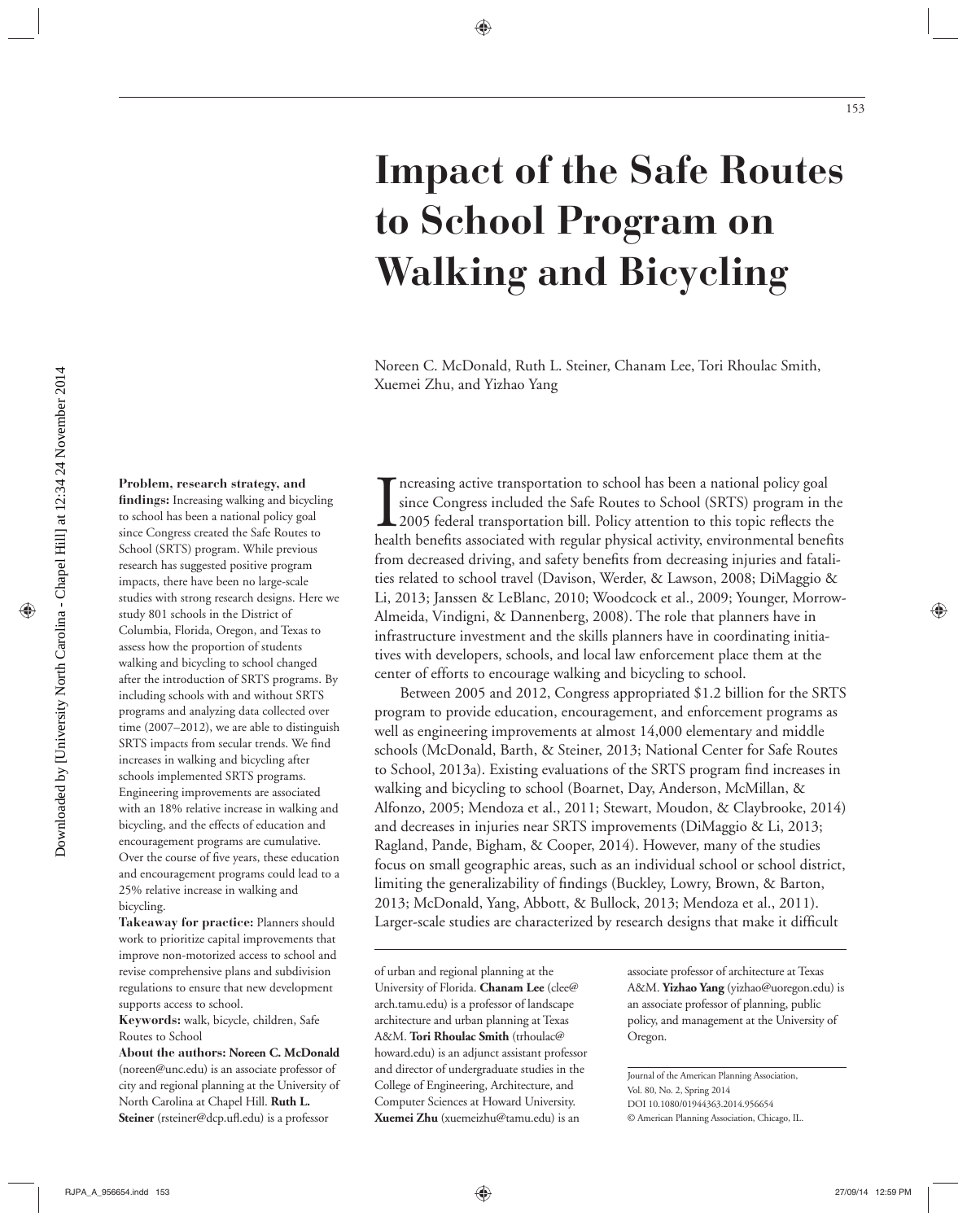# Impact of the Safe Routes to School Program on Walking and Bicycling

Noreen C. McDonald, Ruth L. Steiner, Chanam Lee, Tori Rhoulac Smith, Xuemei Zhu, and Yizhao Yang

**Problem, research strategy, and findings:** Increasing walking and bicycling to school has been a national policy goal since Congress created the Safe Routes to School (SRTS) program. While previous research has suggested positive program impacts, there have been no large-scale studies with strong research designs. Here we study 801 schools in the District of Columbia, Florida, Oregon, and Texas to assess how the proportion of students walking and bicycling to school changed after the introduction of SRTS programs. By including schools with and without SRTS programs and analyzing data collected over time (2007–2012), we are able to distinguish SRTS impacts from secular trends. We find increases in walking and bicycling after schools implemented SRTS programs. Engineering improvements are associated with an 18% relative increase in walking and bicycling, and the effects of education and encouragement programs are cumulative. Over the course of five years, these education and encouragement programs could lead to a 25% relative increase in walking and bicycling.

**Takeaway for practice:** Planners should work to prioritize capital improvements that improve non-motorized access to school and revise comprehensive plans and subdivision regulations to ensure that new development supports access to school.

**Keywords:** walk, bicycle, children, Safe Routes to School

**About the authors: Noreen C. McDonald** (noreen@unc.edu) is an associate professor of city and regional planning at the University of North Carolina at Chapel Hill. **Ruth L. Steiner** (rsteiner@dcp.ufl.edu) is a professor of urban and regional planning at the University of Florida. **Chanam Lee** (clee@arch.tamu.edu) is a professor of landscape architecture and urban planning at Texas A&M. **Tori Rhoulac Smith** (trhoulac@howard.edu) is an adjunct assistant professor and director of undergraduate studies in the College of Engineering, Architecture, and Computer Sciences at Howard University. **Xuemei Zhu** (xuemeizhu@tamu.edu) is an associate professor of architecture at Texas A&M. **Yizhao Yang** (yizhao@uoregon.edu) is an associate professor of planning, public policy, and management at the University of Oregon.

Journal of the American Planning Association, Vol. 80, No. 2, Spring 2014
DOI 10.1080/01944363.2014.956654
© American Planning Association, Chicago, IL.

Increasing active transportation to school has been a national policy goal since Congress included the Safe Routes to School (SRTS) program in the 2005 federal transportation bill. Policy attention to this topic reflects the health benefits associated with regular physical activity, environmental benefits from decreased driving, and safety benefits from decreasing injuries and fatalities related to school travel (Davison, Werder, & Lawson, 2008; DiMaggio & Li, 2013; Janssen & LeBlanc, 2010; Woodcock et al., 2009; Younger, Morrow-Almeida, Vindigni, & Dannenberg, 2008). The role that planners have in infrastructure investment and the skills planners have in coordinating initiatives with developers, schools, and local law enforcement place them at the center of efforts to encourage walking and bicycling to school.

Between 2005 and 2012, Congress appropriated $1.2 billion for the SRTS program to provide education, encouragement, and enforcement programs as well as engineering improvements at almost 14,000 elementary and middle schools (McDonald, Barth, & Steiner, 2013; National Center for Safe Routes to School, 2013a). Existing evaluations of the SRTS program find increases in walking and bicycling to school (Boarnet, Day, Anderson, McMillan, & Alfonzo, 2005; Mendoza et al., 2011; Stewart, Moudon, & Claybrooke, 2014) and decreases in injuries near SRTS improvements (DiMaggio & Li, 2013; Ragland, Pande, Bigham, & Cooper, 2014). However, many of the studies focus on small geographic areas, such as an individual school or school district, limiting the generalizability of findings (Buckley, Lowry, Brown, & Barton, 2013; McDonald, Yang, Abbott, & Bullock, 2013; Mendoza et al., 2011). Larger-scale studies are characterized by research designs that make it difficult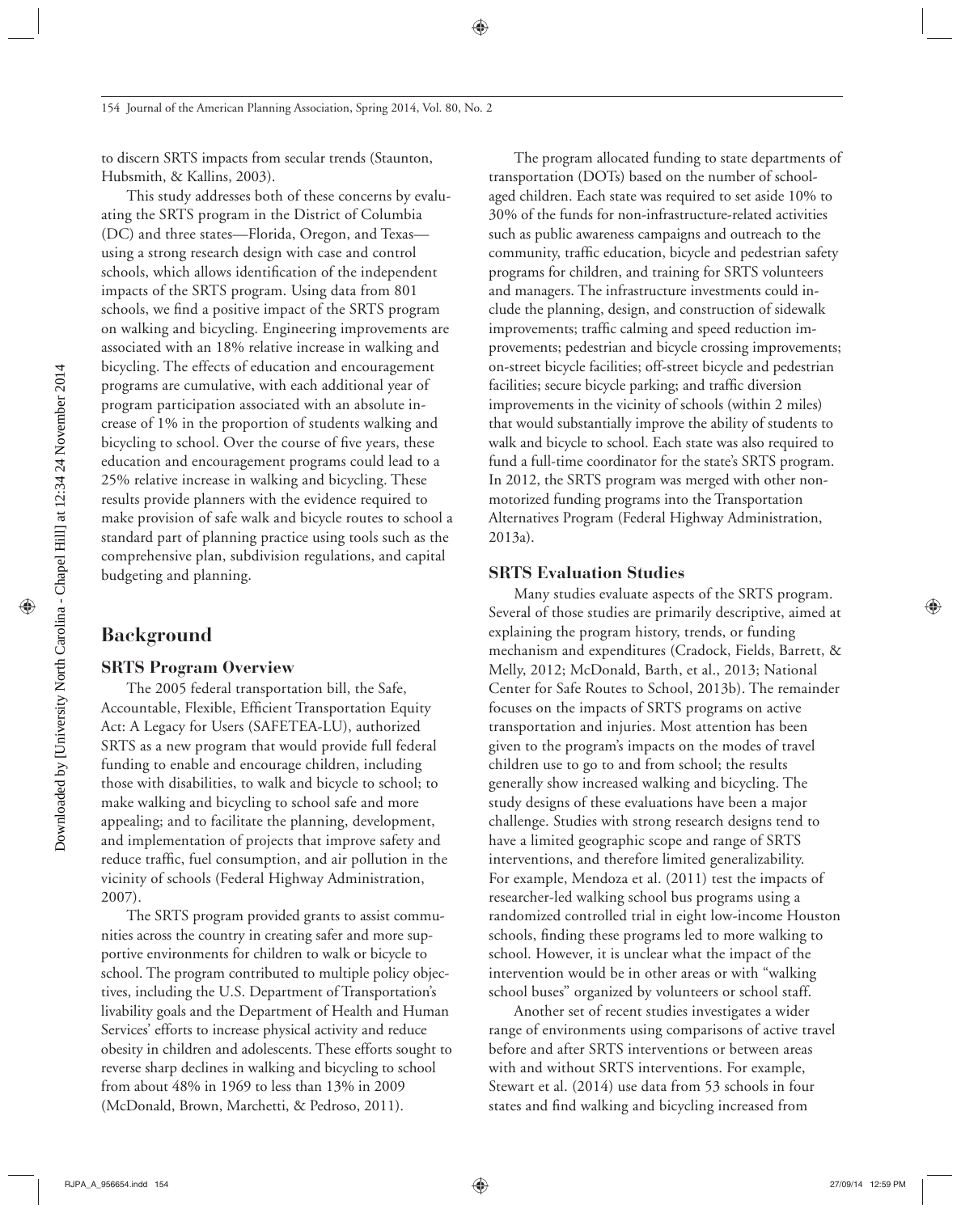to discern SRTS impacts from secular trends (Staunton, Hubsmith, & Kallins, 2003).

This study addresses both of these concerns by evaluating the SRTS program in the District of Columbia (DC) and three states—Florida, Oregon, and Texas—using a strong research design with case and control schools, which allows identification of the independent impacts of the SRTS program. Using data from 801 schools, we find a positive impact of the SRTS program on walking and bicycling. Engineering improvements are associated with an 18% relative increase in walking and bicycling. The effects of education and encouragement programs are cumulative, with each additional year of program participation associated with an absolute increase of 1% in the proportion of students walking and bicycling to school. Over the course of five years, these education and encouragement programs could lead to a 25% relative increase in walking and bicycling. These results provide planners with the evidence required to make provision of safe walk and bicycle routes to school a standard part of planning practice using tools such as the comprehensive plan, subdivision regulations, and capital budgeting and planning.

## Background

### SRTS Program Overview

The 2005 federal transportation bill, the Safe, Accountable, Flexible, Efficient Transportation Equity Act: A Legacy for Users (SAFETEA-LU), authorized SRTS as a new program that would provide full federal funding to enable and encourage children, including those with disabilities, to walk and bicycle to school; to make walking and bicycling to school safe and more appealing; and to facilitate the planning, development, and implementation of projects that improve safety and reduce traffic, fuel consumption, and air pollution in the vicinity of schools (Federal Highway Administration, 2007).

The SRTS program provided grants to assist communities across the country in creating safer and more supportive environments for children to walk or bicycle to school. The program contributed to multiple policy objectives, including the U.S. Department of Transportation's livability goals and the Department of Health and Human Services' efforts to increase physical activity and reduce obesity in children and adolescents. These efforts sought to reverse sharp declines in walking and bicycling to school from about 48% in 1969 to less than 13% in 2009 (McDonald, Brown, Marchetti, & Pedroso, 2011).

The program allocated funding to state departments of transportation (DOTs) based on the number of school-aged children. Each state was required to set aside 10% to 30% of the funds for non-infrastructure-related activities such as public awareness campaigns and outreach to the community, traffic education, bicycle and pedestrian safety programs for children, and training for SRTS volunteers and managers. The infrastructure investments could include the planning, design, and construction of sidewalk improvements; traffic calming and speed reduction improvements; pedestrian and bicycle crossing improvements; on-street bicycle facilities; off-street bicycle and pedestrian facilities; secure bicycle parking; and traffic diversion improvements in the vicinity of schools (within 2 miles) that would substantially improve the ability of students to walk and bicycle to school. Each state was also required to fund a full-time coordinator for the state's SRTS program. In 2012, the SRTS program was merged with other nonmotorized funding programs into the Transportation Alternatives Program (Federal Highway Administration, 2013a).

### SRTS Evaluation Studies

Many studies evaluate aspects of the SRTS program. Several of those studies are primarily descriptive, aimed at explaining the program history, trends, or funding mechanism and expenditures (Cradock, Fields, Barrett, & Melly, 2012; McDonald, Barth, et al., 2013; National Center for Safe Routes to School, 2013b). The remainder focuses on the impacts of SRTS programs on active transportation and injuries. Most attention has been given to the program's impacts on the modes of travel children use to go to and from school; the results generally show increased walking and bicycling. The study designs of these evaluations have been a major challenge. Studies with strong research designs tend to have a limited geographic scope and range of SRTS interventions, and therefore limited generalizability. For example, Mendoza et al. (2011) test the impacts of researcher-led walking school bus programs using a randomized controlled trial in eight low-income Houston schools, finding these programs led to more walking to school. However, it is unclear what the impact of the intervention would be in other areas or with "walking school buses" organized by volunteers or school staff.

Another set of recent studies investigates a wider range of environments using comparisons of active travel before and after SRTS interventions or between areas with and without SRTS interventions. For example, Stewart et al. (2014) use data from 53 schools in four states and find walking and bicycling increased from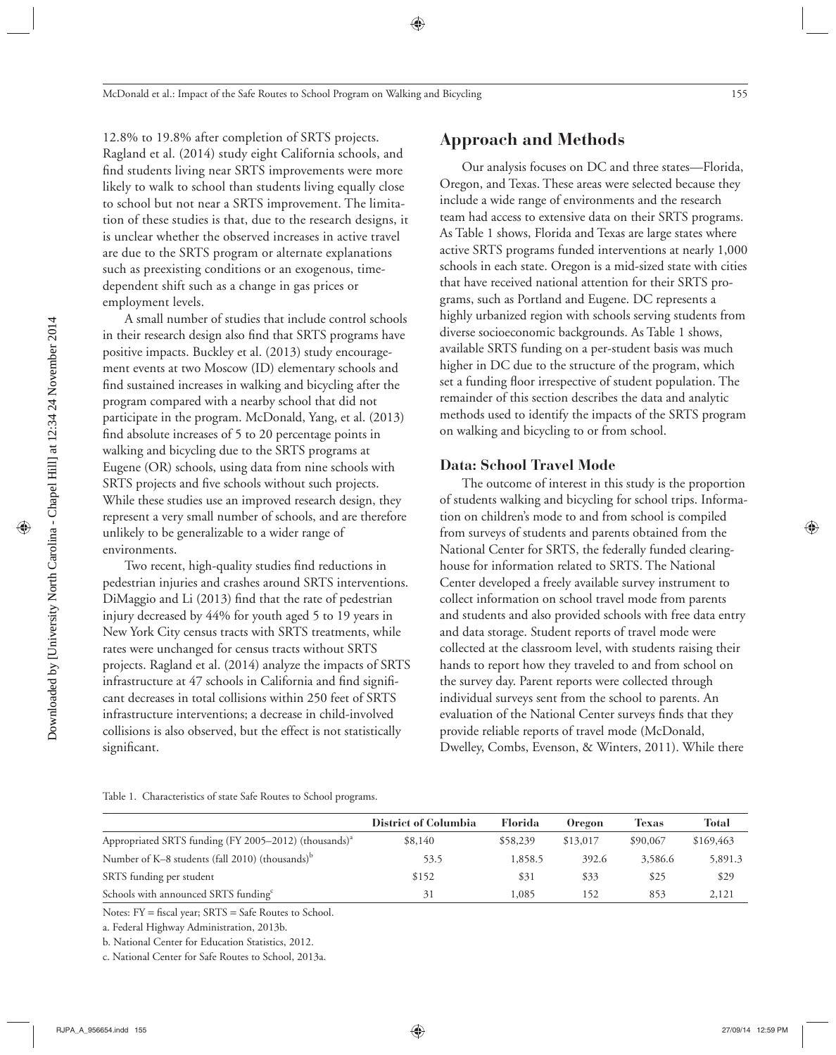12.8% to 19.8% after completion of SRTS projects. Ragland et al. (2014) study eight California schools, and find students living near SRTS improvements were more likely to walk to school than students living equally close to school but not near a SRTS improvement. The limitation of these studies is that, due to the research designs, it is unclear whether the observed increases in active travel are due to the SRTS program or alternate explanations such as preexisting conditions or an exogenous, time-dependent shift such as a change in gas prices or employment levels.

A small number of studies that include control schools in their research design also find that SRTS programs have positive impacts. Buckley et al. (2013) study encouragement events at two Moscow (ID) elementary schools and find sustained increases in walking and bicycling after the program compared with a nearby school that did not participate in the program. McDonald, Yang, et al. (2013) find absolute increases of 5 to 20 percentage points in walking and bicycling due to the SRTS programs at Eugene (OR) schools, using data from nine schools with SRTS projects and five schools without such projects. While these studies use an improved research design, they represent a very small number of schools, and are therefore unlikely to be generalizable to a wider range of environments.

Two recent, high-quality studies find reductions in pedestrian injuries and crashes around SRTS interventions. DiMaggio and Li (2013) find that the rate of pedestrian injury decreased by 44% for youth aged 5 to 19 years in New York City census tracts with SRTS treatments, while rates were unchanged for census tracts without SRTS projects. Ragland et al. (2014) analyze the impacts of SRTS infrastructure at 47 schools in California and find significant decreases in total collisions within 250 feet of SRTS infrastructure interventions; a decrease in child-involved collisions is also observed, but the effect is not statistically significant.

## Approach and Methods

Our analysis focuses on DC and three states—Florida, Oregon, and Texas. These areas were selected because they include a wide range of environments and the research team had access to extensive data on their SRTS programs. As Table 1 shows, Florida and Texas are large states where active SRTS programs funded interventions at nearly 1,000 schools in each state. Oregon is a mid-sized state with cities that have received national attention for their SRTS programs, such as Portland and Eugene. DC represents a highly urbanized region with schools serving students from diverse socioeconomic backgrounds. As Table 1 shows, available SRTS funding on a per-student basis was much higher in DC due to the structure of the program, which set a funding floor irrespective of student population. The remainder of this section describes the data and analytic methods used to identify the impacts of the SRTS program on walking and bicycling to or from school.

### Data: School Travel Mode

The outcome of interest in this study is the proportion of students walking and bicycling for school trips. Information on children's mode to and from school is compiled from surveys of students and parents obtained from the National Center for SRTS, the federally funded clearinghouse for information related to SRTS. The National Center developed a freely available survey instrument to collect information on school travel mode from parents and students and also provided schools with free data entry and data storage. Student reports of travel mode were collected at the classroom level, with students raising their hands to report how they traveled to and from school on the survey day. Parent reports were collected through individual surveys sent from the school to parents. An evaluation of the National Center surveys finds that they provide reliable reports of travel mode (McDonald, Dwelley, Combs, Evenson, & Winters, 2011). While there

Table 1. Characteristics of state Safe Routes to School programs.

| | District of Columbia | Florida | Oregon | Texas | Total |
|---|---|---|---|---|---|
| Appropriated SRTS funding (FY 2005–2012) (thousands)[a] | $8,140 | $58,239 | $13,017 | $90,067 | $169,463 |
| Number of K–8 students (fall 2010) (thousands)[b] | 53.5 | 1,858.5 | 392.6 | 3,586.6 | 5,891.3 |
| SRTS funding per student | $152 | $31 | $33 | $25 | $29 |
| Schools with announced SRTS funding[c] | 31 | 1,085 | 152 | 853 | 2,121 |

Notes: FY = fiscal year; SRTS = Safe Routes to School.

a. Federal Highway Administration, 2013b.

b. National Center for Education Statistics, 2012.

c. National Center for Safe Routes to School, 2013a.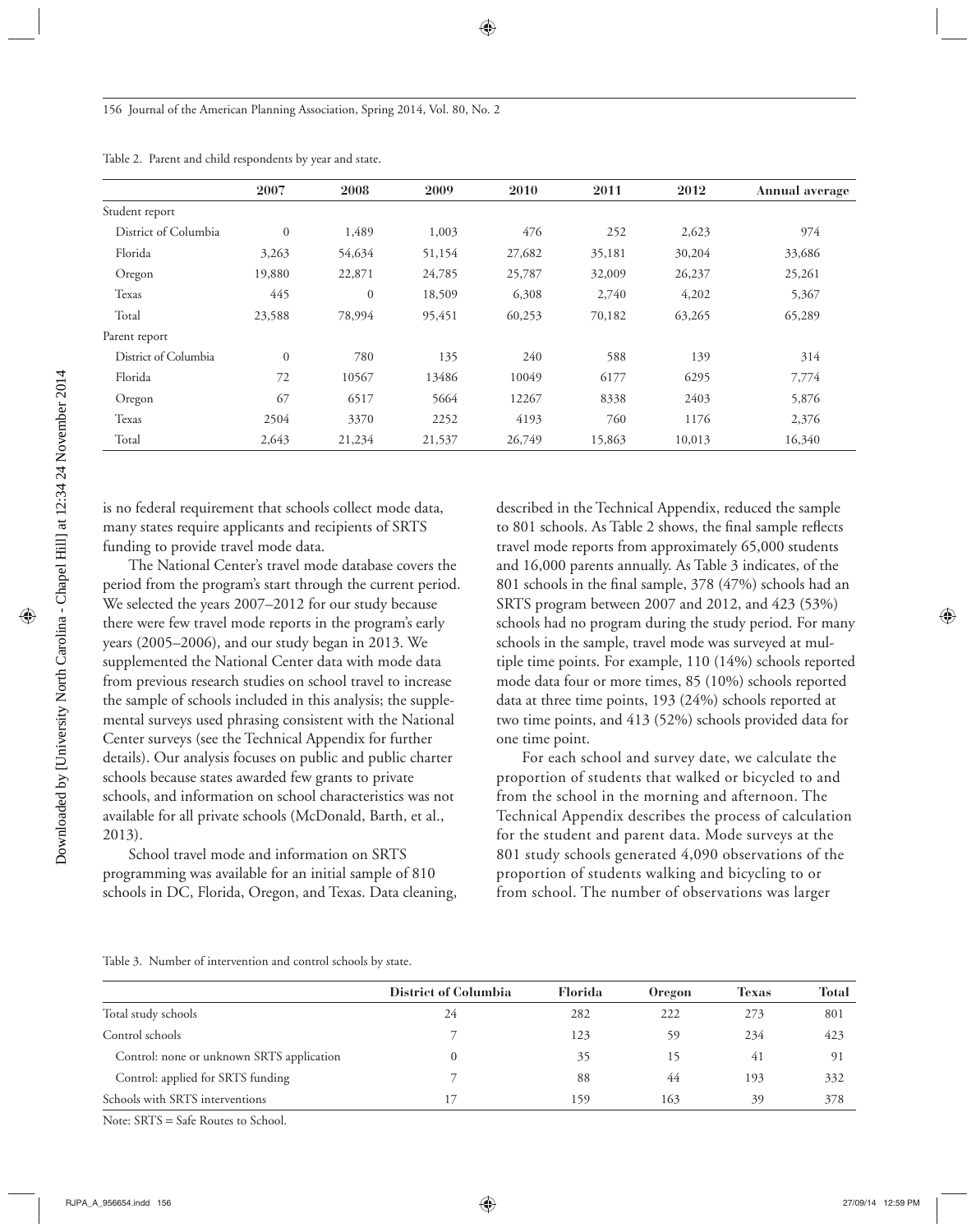Table 2. Parent and child respondents by year and state.

| | 2007 | 2008 | 2009 | 2010 | 2011 | 2012 | Annual average |
|---|---|---|---|---|---|---|---|
| Student report | | | | | | | |
| District of Columbia | 0 | 1,489 | 1,003 | 476 | 252 | 2,623 | 974 |
| Florida | 3,263 | 54,634 | 51,154 | 27,682 | 35,181 | 30,204 | 33,686 |
| Oregon | 19,880 | 22,871 | 24,785 | 25,787 | 32,009 | 26,237 | 25,261 |
| Texas | 445 | 0 | 18,509 | 6,308 | 2,740 | 4,202 | 5,367 |
| Total | 23,588 | 78,994 | 95,451 | 60,253 | 70,182 | 63,265 | 65,289 |
| Parent report | | | | | | | |
| District of Columbia | 0 | 780 | 135 | 240 | 588 | 139 | 314 |
| Florida | 72 | 10567 | 13486 | 10049 | 6177 | 6295 | 7,774 |
| Oregon | 67 | 6517 | 5664 | 12267 | 8338 | 2403 | 5,876 |
| Texas | 2504 | 3370 | 2252 | 4193 | 760 | 1176 | 2,376 |
| Total | 2,643 | 21,234 | 21,537 | 26,749 | 15,863 | 10,013 | 16,340 |

is no federal requirement that schools collect mode data, many states require applicants and recipients of SRTS funding to provide travel mode data.

The National Center's travel mode database covers the period from the program's start through the current period. We selected the years 2007–2012 for our study because there were few travel mode reports in the program's early years (2005–2006), and our study began in 2013. We supplemented the National Center data with mode data from previous research studies on school travel to increase the sample of schools included in this analysis; the supplemental surveys used phrasing consistent with the National Center surveys (see the Technical Appendix for further details). Our analysis focuses on public and public charter schools because states awarded few grants to private schools, and information on school characteristics was not available for all private schools (McDonald, Barth, et al., 2013).

School travel mode and information on SRTS programming was available for an initial sample of 810 schools in DC, Florida, Oregon, and Texas. Data cleaning, described in the Technical Appendix, reduced the sample to 801 schools. As Table 2 shows, the final sample reflects travel mode reports from approximately 65,000 students and 16,000 parents annually. As Table 3 indicates, of the 801 schools in the final sample, 378 (47%) schools had an SRTS program between 2007 and 2012, and 423 (53%) schools had no program during the study period. For many schools in the sample, travel mode was surveyed at multiple time points. For example, 110 (14%) schools reported mode data four or more times, 85 (10%) schools reported data at three time points, 193 (24%) schools reported at two time points, and 413 (52%) schools provided data for one time point.

For each school and survey date, we calculate the proportion of students that walked or bicycled to and from the school in the morning and afternoon. The Technical Appendix describes the process of calculation for the student and parent data. Mode surveys at the 801 study schools generated 4,090 observations of the proportion of students walking and bicycling to or from school. The number of observations was larger

Table 3. Number of intervention and control schools by state.

| | District of Columbia | Florida | Oregon | Texas | Total |
|---|---|---|---|---|---|
| Total study schools | 24 | 282 | 222 | 273 | 801 |
| Control schools | 7 | 123 | 59 | 234 | 423 |
| Control: none or unknown SRTS application | 0 | 35 | 15 | 41 | 91 |
| Control: applied for SRTS funding | 7 | 88 | 44 | 193 | 332 |
| Schools with SRTS interventions | 17 | 159 | 163 | 39 | 378 |

Note: SRTS = Safe Routes to School.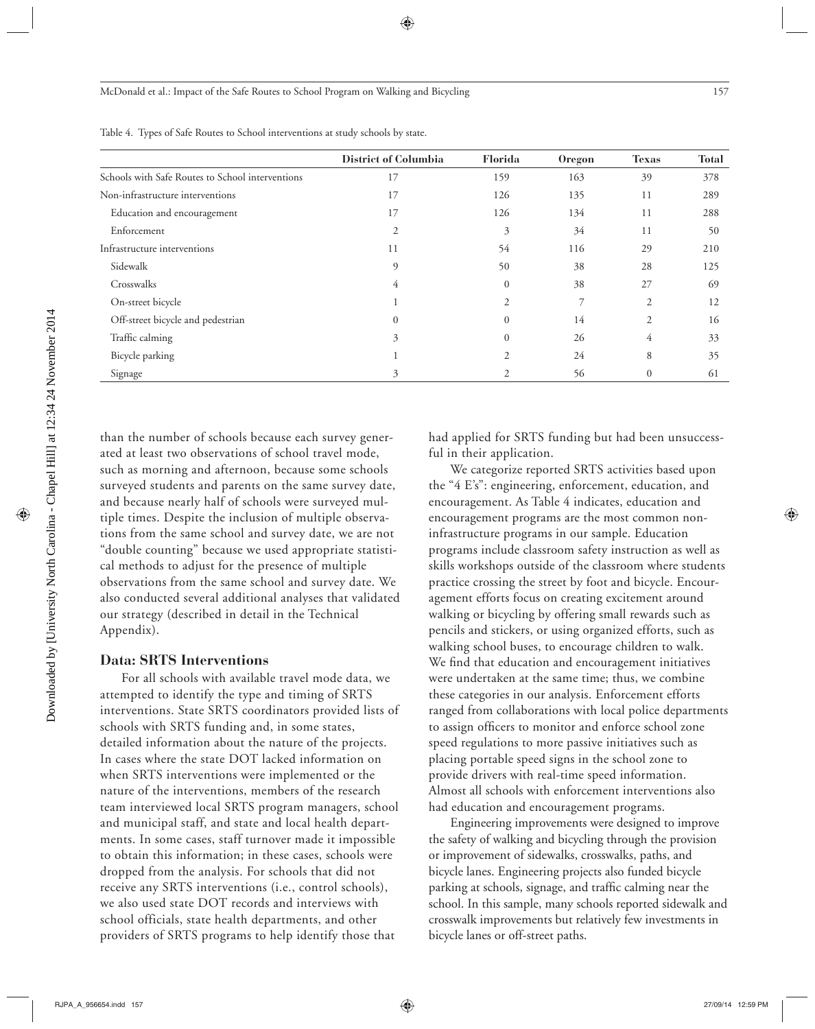Table 4. Types of Safe Routes to School interventions at study schools by state.

| | District of Columbia | Florida | Oregon | Texas | Total |
|---|---|---|---|---|---|
| Schools with Safe Routes to School interventions | 17 | 159 | 163 | 39 | 378 |
| Non-infrastructure interventions | 17 | 126 | 135 | 11 | 289 |
| Education and encouragement | 17 | 126 | 134 | 11 | 288 |
| Enforcement | 2 | 3 | 34 | 11 | 50 |
| Infrastructure interventions | 11 | 54 | 116 | 29 | 210 |
| Sidewalk | 9 | 50 | 38 | 28 | 125 |
| Crosswalks | 4 | 0 | 38 | 27 | 69 |
| On-street bicycle | 1 | 2 | 7 | 2 | 12 |
| Off-street bicycle and pedestrian | 0 | 0 | 14 | 2 | 16 |
| Traffic calming | 3 | 0 | 26 | 4 | 33 |
| Bicycle parking | 1 | 2 | 24 | 8 | 35 |
| Signage | 3 | 2 | 56 | 0 | 61 |

than the number of schools because each survey generated at least two observations of school travel mode, such as morning and afternoon, because some schools surveyed students and parents on the same survey date, and because nearly half of schools were surveyed multiple times. Despite the inclusion of multiple observations from the same school and survey date, we are not "double counting" because we used appropriate statistical methods to adjust for the presence of multiple observations from the same school and survey date. We also conducted several additional analyses that validated our strategy (described in detail in the Technical Appendix).

## Data: SRTS Interventions

For all schools with available travel mode data, we attempted to identify the type and timing of SRTS interventions. State SRTS coordinators provided lists of schools with SRTS funding and, in some states, detailed information about the nature of the projects. In cases where the state DOT lacked information on when SRTS interventions were implemented or the nature of the interventions, members of the research team interviewed local SRTS program managers, school and municipal staff, and state and local health departments. In some cases, staff turnover made it impossible to obtain this information; in these cases, schools were dropped from the analysis. For schools that did not receive any SRTS interventions (i.e., control schools), we also used state DOT records and interviews with school officials, state health departments, and other providers of SRTS programs to help identify those that had applied for SRTS funding but had been unsuccessful in their application.

We categorize reported SRTS activities based upon the "4 E's": engineering, enforcement, education, and encouragement. As Table 4 indicates, education and encouragement programs are the most common non-infrastructure programs in our sample. Education programs include classroom safety instruction as well as skills workshops outside of the classroom where students practice crossing the street by foot and bicycle. Encouragement efforts focus on creating excitement around walking or bicycling by offering small rewards such as pencils and stickers, or using organized efforts, such as walking school buses, to encourage children to walk. We find that education and encouragement initiatives were undertaken at the same time; thus, we combine these categories in our analysis. Enforcement efforts ranged from collaborations with local police departments to assign officers to monitor and enforce school zone speed regulations to more passive initiatives such as placing portable speed signs in the school zone to provide drivers with real-time speed information. Almost all schools with enforcement interventions also had education and encouragement programs.

Engineering improvements were designed to improve the safety of walking and bicycling through the provision or improvement of sidewalks, crosswalks, paths, and bicycle lanes. Engineering projects also funded bicycle parking at schools, signage, and traffic calming near the school. In this sample, many schools reported sidewalk and crosswalk improvements but relatively few investments in bicycle lanes or off-street paths.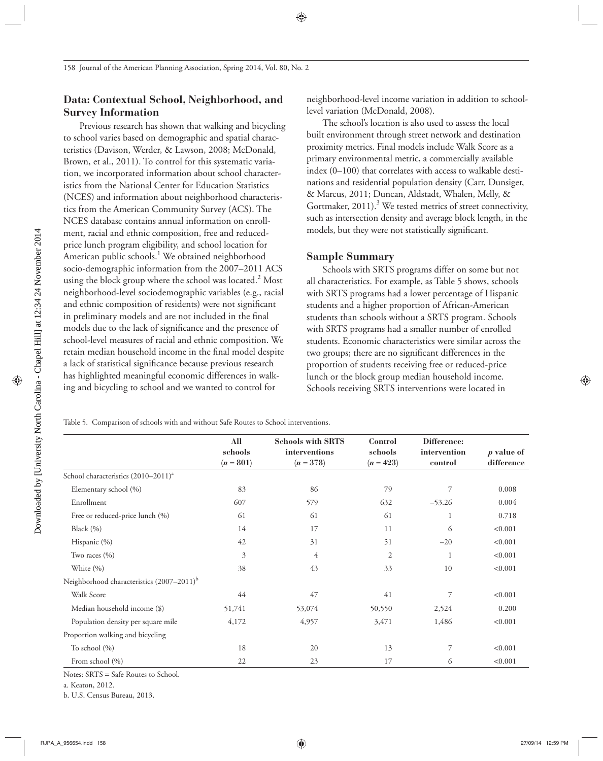## Data: Contextual School, Neighborhood, and Survey Information

Previous research has shown that walking and bicycling to school varies based on demographic and spatial characteristics (Davison, Werder, & Lawson, 2008; McDonald, Brown, et al., 2011). To control for this systematic variation, we incorporated information about school characteristics from the National Center for Education Statistics (NCES) and information about neighborhood characteristics from the American Community Survey (ACS). The NCES database contains annual information on enrollment, racial and ethnic composition, free and reduced-price lunch program eligibility, and school location for American public schools.[1] We obtained neighborhood socio-demographic information from the 2007–2011 ACS using the block group where the school was located.[2] Most neighborhood-level sociodemographic variables (e.g., racial and ethnic composition of residents) were not significant in preliminary models and are not included in the final models due to the lack of significance and the presence of school-level measures of racial and ethnic composition. We retain median household income in the final model despite a lack of statistical significance because previous research has highlighted meaningful economic differences in walking and bicycling to school and we wanted to control for neighborhood-level income variation in addition to school-level variation (McDonald, 2008).

The school's location is also used to assess the local built environment through street network and destination proximity metrics. Final models include Walk Score as a primary environmental metric, a commercially available index (0–100) that correlates with access to walkable destinations and residential population density (Carr, Dunsiger, & Marcus, 2011; Duncan, Aldstadt, Whalen, Melly, & Gortmaker, 2011).[3] We tested metrics of street connectivity, such as intersection density and average block length, in the models, but they were not statistically significant.

## Sample Summary

Schools with SRTS programs differ on some but not all characteristics. For example, as Table 5 shows, schools with SRTS programs had a lower percentage of Hispanic students and a higher proportion of African-American students than schools without a SRTS program. Schools with SRTS programs had a smaller number of enrolled students. Economic characteristics were similar across the two groups; there are no significant differences in the proportion of students receiving free or reduced-price lunch or the block group median household income. Schools receiving SRTS interventions were located in

Table 5. Comparison of schools with and without Safe Routes to School interventions.

| | **All schools ($n = 801$)** | **Schools with SRTS interventions ($n = 378$)** | **Control schools ($n = 423$)** | **Difference: intervention control** | ***p* value of difference** |
|---|---|---|---|---|---|
| School characteristics (2010–2011)[a] | | | | | |
| Elementary school (%) | 83 | 86 | 79 | 7 | 0.008 |
| Enrollment | 607 | 579 | 632 | –53.26 | 0.004 |
| Free or reduced-price lunch (%) | 61 | 61 | 61 | 1 | 0.718 |
| Black (%) | 14 | 17 | 11 | 6 | <0.001 |
| Hispanic (%) | 42 | 31 | 51 | –20 | <0.001 |
| Two races (%) | 3 | 4 | 2 | 1 | <0.001 |
| White (%) | 38 | 43 | 33 | 10 | <0.001 |
| Neighborhood characteristics (2007–2011)[b] | | | | | |
| Walk Score | 44 | 47 | 41 | 7 | <0.001 |
| Median household income ($) | 51,741 | 53,074 | 50,550 | 2,524 | 0.200 |
| Population density per square mile | 4,172 | 4,957 | 3,471 | 1,486 | <0.001 |
| Proportion walking and bicycling | | | | | |
| To school (%) | 18 | 20 | 13 | 7 | <0.001 |
| From school (%) | 22 | 23 | 17 | 6 | <0.001 |

Notes: SRTS = Safe Routes to School.

a. Keaton, 2012.

b. U.S. Census Bureau, 2013.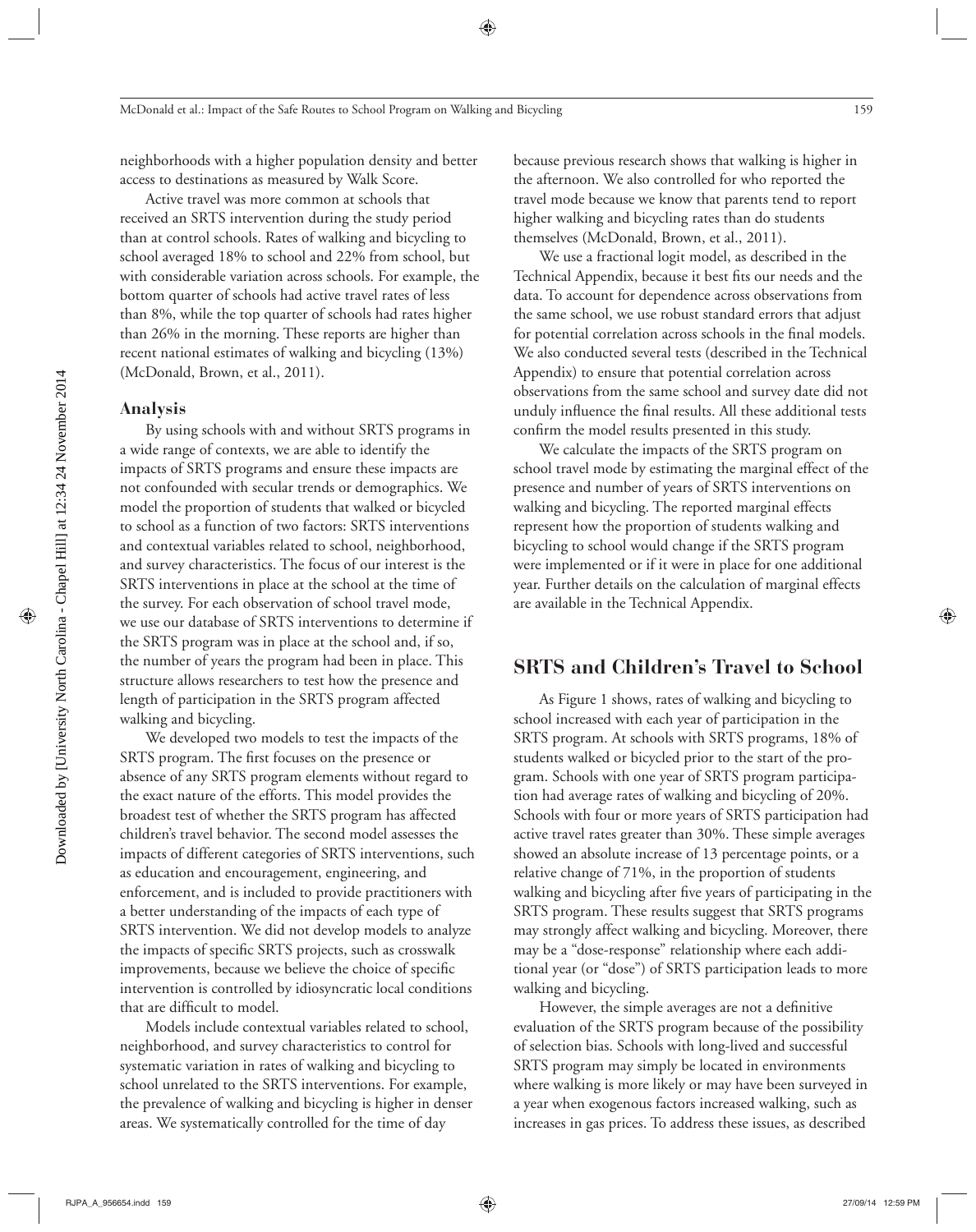neighborhoods with a higher population density and better access to destinations as measured by Walk Score.

Active travel was more common at schools that received an SRTS intervention during the study period than at control schools. Rates of walking and bicycling to school averaged 18% to school and 22% from school, but with considerable variation across schools. For example, the bottom quarter of schools had active travel rates of less than 8%, while the top quarter of schools had rates higher than 26% in the morning. These reports are higher than recent national estimates of walking and bicycling (13%) (McDonald, Brown, et al., 2011).

### Analysis

By using schools with and without SRTS programs in a wide range of contexts, we are able to identify the impacts of SRTS programs and ensure these impacts are not confounded with secular trends or demographics. We model the proportion of students that walked or bicycled to school as a function of two factors: SRTS interventions and contextual variables related to school, neighborhood, and survey characteristics. The focus of our interest is the SRTS interventions in place at the school at the time of the survey. For each observation of school travel mode, we use our database of SRTS interventions to determine if the SRTS program was in place at the school and, if so, the number of years the program had been in place. This structure allows researchers to test how the presence and length of participation in the SRTS program affected walking and bicycling.

We developed two models to test the impacts of the SRTS program. The first focuses on the presence or absence of any SRTS program elements without regard to the exact nature of the efforts. This model provides the broadest test of whether the SRTS program has affected children's travel behavior. The second model assesses the impacts of different categories of SRTS interventions, such as education and encouragement, engineering, and enforcement, and is included to provide practitioners with a better understanding of the impacts of each type of SRTS intervention. We did not develop models to analyze the impacts of specific SRTS projects, such as crosswalk improvements, because we believe the choice of specific intervention is controlled by idiosyncratic local conditions that are difficult to model.

Models include contextual variables related to school, neighborhood, and survey characteristics to control for systematic variation in rates of walking and bicycling to school unrelated to the SRTS interventions. For example, the prevalence of walking and bicycling is higher in denser areas. We systematically controlled for the time of day because previous research shows that walking is higher in the afternoon. We also controlled for who reported the travel mode because we know that parents tend to report higher walking and bicycling rates than do students themselves (McDonald, Brown, et al., 2011).

We use a fractional logit model, as described in the Technical Appendix, because it best fits our needs and the data. To account for dependence across observations from the same school, we use robust standard errors that adjust for potential correlation across schools in the final models. We also conducted several tests (described in the Technical Appendix) to ensure that potential correlation across observations from the same school and survey date did not unduly influence the final results. All these additional tests confirm the model results presented in this study.

We calculate the impacts of the SRTS program on school travel mode by estimating the marginal effect of the presence and number of years of SRTS interventions on walking and bicycling. The reported marginal effects represent how the proportion of students walking and bicycling to school would change if the SRTS program were implemented or if it were in place for one additional year. Further details on the calculation of marginal effects are available in the Technical Appendix.

## SRTS and Children's Travel to School

As Figure 1 shows, rates of walking and bicycling to school increased with each year of participation in the SRTS program. At schools with SRTS programs, 18% of students walked or bicycled prior to the start of the program. Schools with one year of SRTS program participation had average rates of walking and bicycling of 20%. Schools with four or more years of SRTS participation had active travel rates greater than 30%. These simple averages showed an absolute increase of 13 percentage points, or a relative change of 71%, in the proportion of students walking and bicycling after five years of participating in the SRTS program. These results suggest that SRTS programs may strongly affect walking and bicycling. Moreover, there may be a "dose-response" relationship where each additional year (or "dose") of SRTS participation leads to more walking and bicycling.

However, the simple averages are not a definitive evaluation of the SRTS program because of the possibility of selection bias. Schools with long-lived and successful SRTS program may simply be located in environments where walking is more likely or may have been surveyed in a year when exogenous factors increased walking, such as increases in gas prices. To address these issues, as described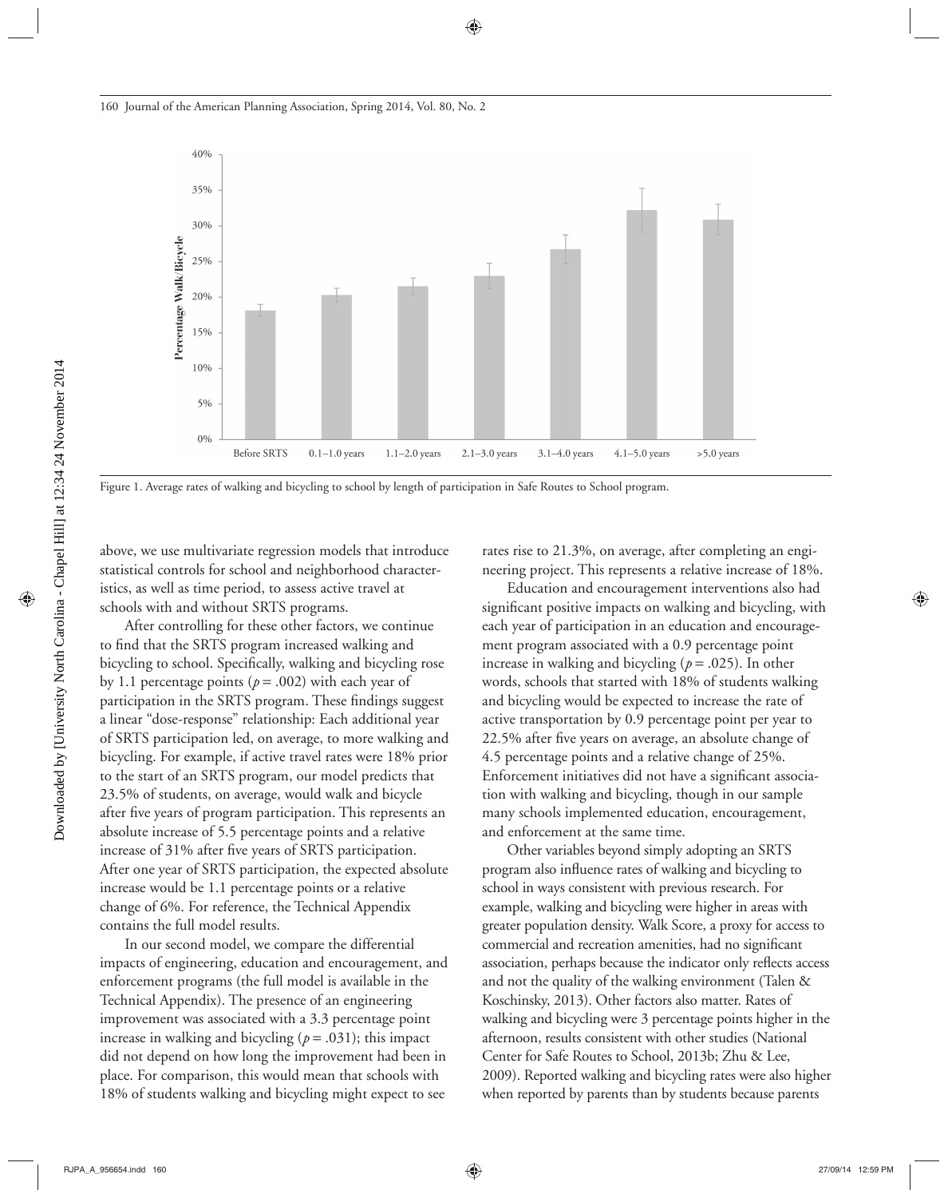Figure 1. Average rates of walking and bicycling to school by length of participation in Safe Routes to School program.

above, we use multivariate regression models that introduce statistical controls for school and neighborhood characteristics, as well as time period, to assess active travel at schools with and without SRTS programs.

After controlling for these other factors, we continue to find that the SRTS program increased walking and bicycling to school. Specifically, walking and bicycling rose by 1.1 percentage points ($p = .002$) with each year of participation in the SRTS program. These findings suggest a linear "dose-response" relationship: Each additional year of SRTS participation led, on average, to more walking and bicycling. For example, if active travel rates were 18% prior to the start of an SRTS program, our model predicts that 23.5% of students, on average, would walk and bicycle after five years of program participation. This represents an absolute increase of 5.5 percentage points and a relative increase of 31% after five years of SRTS participation. After one year of SRTS participation, the expected absolute increase would be 1.1 percentage points or a relative change of 6%. For reference, the Technical Appendix contains the full model results.

In our second model, we compare the differential impacts of engineering, education and encouragement, and enforcement programs (the full model is available in the Technical Appendix). The presence of an engineering improvement was associated with a 3.3 percentage point increase in walking and bicycling ($p = .031$); this impact did not depend on how long the improvement had been in place. For comparison, this would mean that schools with 18% of students walking and bicycling might expect to see rates rise to 21.3%, on average, after completing an engineering project. This represents a relative increase of 18%.

Education and encouragement interventions also had significant positive impacts on walking and bicycling, with each year of participation in an education and encouragement program associated with a 0.9 percentage point increase in walking and bicycling ($p = .025$). In other words, schools that started with 18% of students walking and bicycling would be expected to increase the rate of active transportation by 0.9 percentage point per year to 22.5% after five years on average, an absolute change of 4.5 percentage points and a relative change of 25%. Enforcement initiatives did not have a significant association with walking and bicycling, though in our sample many schools implemented education, encouragement, and enforcement at the same time.

Other variables beyond simply adopting an SRTS program also influence rates of walking and bicycling to school in ways consistent with previous research. For example, walking and bicycling were higher in areas with greater population density. Walk Score, a proxy for access to commercial and recreation amenities, had no significant association, perhaps because the indicator only reflects access and not the quality of the walking environment (Talen & Koschinsky, 2013). Other factors also matter. Rates of walking and bicycling were 3 percentage points higher in the afternoon, results consistent with other studies (National Center for Safe Routes to School, 2013b; Zhu & Lee, 2009). Reported walking and bicycling rates were also higher when reported by parents than by students because parents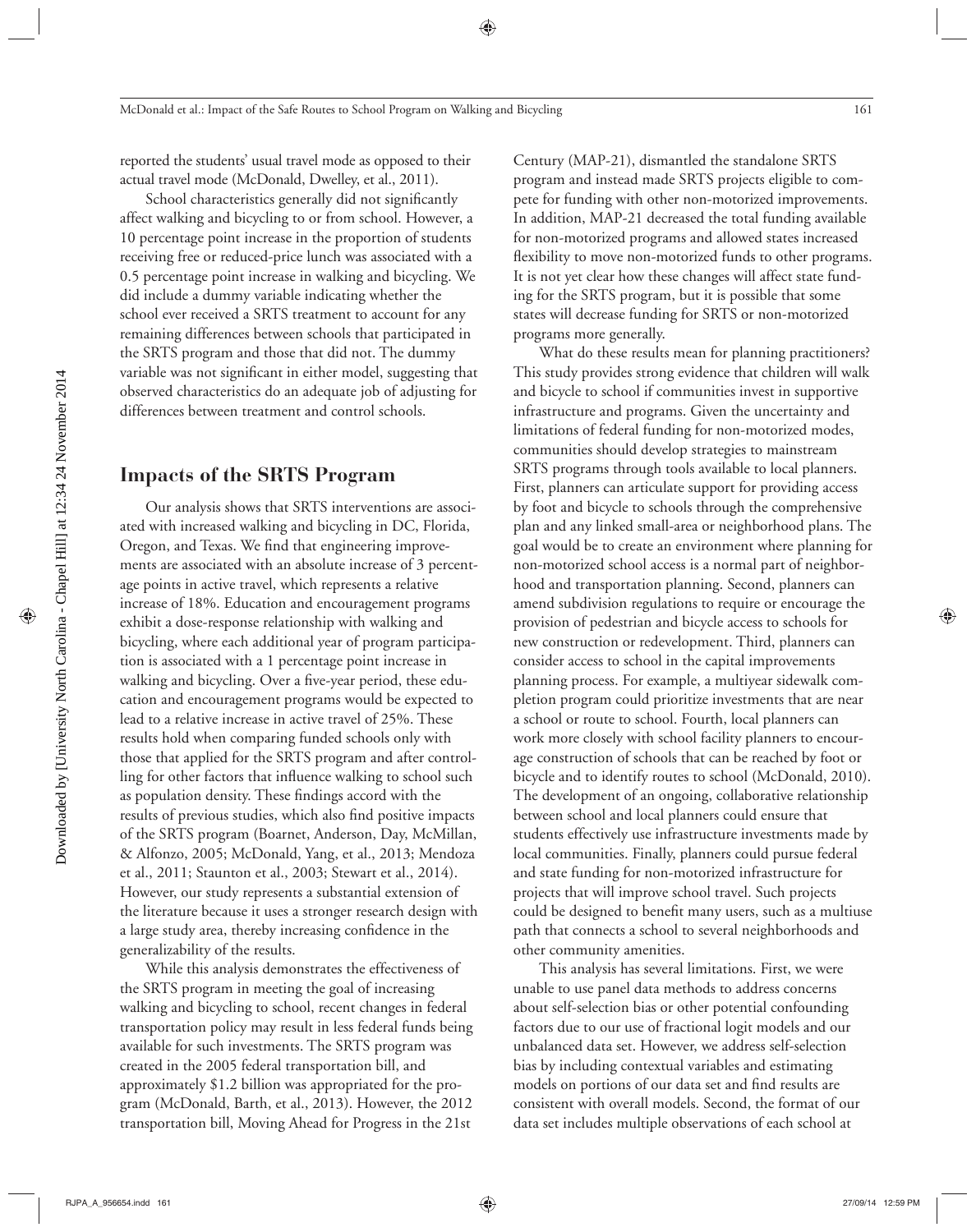reported the students' usual travel mode as opposed to their actual travel mode (McDonald, Dwelley, et al., 2011).

School characteristics generally did not significantly affect walking and bicycling to or from school. However, a 10 percentage point increase in the proportion of students receiving free or reduced-price lunch was associated with a 0.5 percentage point increase in walking and bicycling. We did include a dummy variable indicating whether the school ever received a SRTS treatment to account for any remaining differences between schools that participated in the SRTS program and those that did not. The dummy variable was not significant in either model, suggesting that observed characteristics do an adequate job of adjusting for differences between treatment and control schools.

## Impacts of the SRTS Program

Our analysis shows that SRTS interventions are associated with increased walking and bicycling in DC, Florida, Oregon, and Texas. We find that engineering improvements are associated with an absolute increase of 3 percentage points in active travel, which represents a relative increase of 18%. Education and encouragement programs exhibit a dose-response relationship with walking and bicycling, where each additional year of program participation is associated with a 1 percentage point increase in walking and bicycling. Over a five-year period, these education and encouragement programs would be expected to lead to a relative increase in active travel of 25%. These results hold when comparing funded schools only with those that applied for the SRTS program and after controlling for other factors that influence walking to school such as population density. These findings accord with the results of previous studies, which also find positive impacts of the SRTS program (Boarnet, Anderson, Day, McMillan, & Alfonzo, 2005; McDonald, Yang, et al., 2013; Mendoza et al., 2011; Staunton et al., 2003; Stewart et al., 2014). However, our study represents a substantial extension of the literature because it uses a stronger research design with a large study area, thereby increasing confidence in the generalizability of the results.

While this analysis demonstrates the effectiveness of the SRTS program in meeting the goal of increasing walking and bicycling to school, recent changes in federal transportation policy may result in less federal funds being available for such investments. The SRTS program was created in the 2005 federal transportation bill, and approximately $1.2 billion was appropriated for the program (McDonald, Barth, et al., 2013). However, the 2012 transportation bill, Moving Ahead for Progress in the 21st Century (MAP-21), dismantled the standalone SRTS program and instead made SRTS projects eligible to compete for funding with other non-motorized improvements. In addition, MAP-21 decreased the total funding available for non-motorized programs and allowed states increased flexibility to move non-motorized funds to other programs. It is not yet clear how these changes will affect state funding for the SRTS program, but it is possible that some states will decrease funding for SRTS or non-motorized programs more generally.

What do these results mean for planning practitioners? This study provides strong evidence that children will walk and bicycle to school if communities invest in supportive infrastructure and programs. Given the uncertainty and limitations of federal funding for non-motorized modes, communities should develop strategies to mainstream SRTS programs through tools available to local planners. First, planners can articulate support for providing access by foot and bicycle to schools through the comprehensive plan and any linked small-area or neighborhood plans. The goal would be to create an environment where planning for non-motorized school access is a normal part of neighborhood and transportation planning. Second, planners can amend subdivision regulations to require or encourage the provision of pedestrian and bicycle access to schools for new construction or redevelopment. Third, planners can consider access to school in the capital improvements planning process. For example, a multiyear sidewalk completion program could prioritize investments that are near a school or route to school. Fourth, local planners can work more closely with school facility planners to encourage construction of schools that can be reached by foot or bicycle and to identify routes to school (McDonald, 2010). The development of an ongoing, collaborative relationship between school and local planners could ensure that students effectively use infrastructure investments made by local communities. Finally, planners could pursue federal and state funding for non-motorized infrastructure for projects that will improve school travel. Such projects could be designed to benefit many users, such as a multiuse path that connects a school to several neighborhoods and other community amenities.

This analysis has several limitations. First, we were unable to use panel data methods to address concerns about self-selection bias or other potential confounding factors due to our use of fractional logit models and our unbalanced data set. However, we address self-selection bias by including contextual variables and estimating models on portions of our data set and find results are consistent with overall models. Second, the format of our data set includes multiple observations of each school at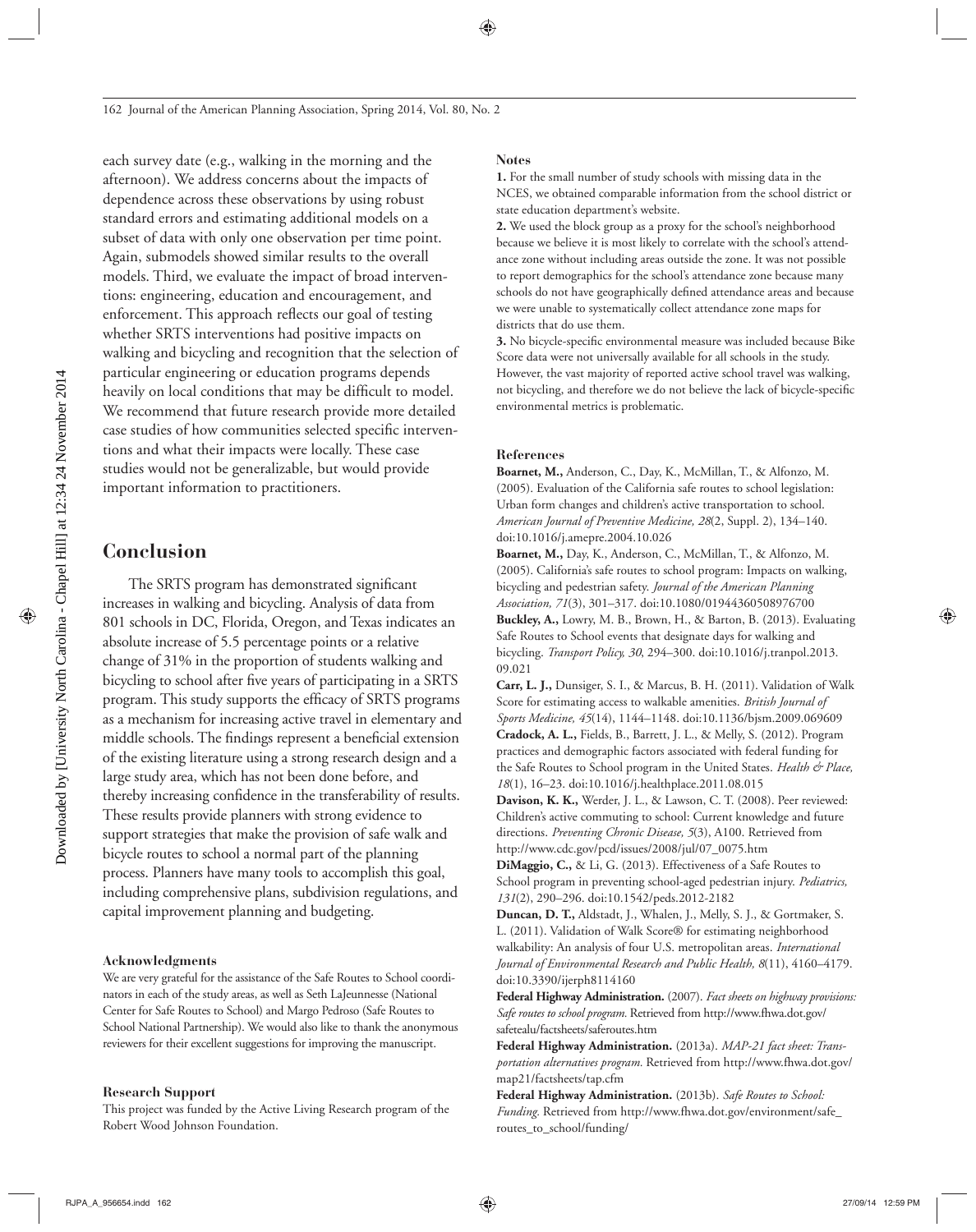each survey date (e.g., walking in the morning and the afternoon). We address concerns about the impacts of dependence across these observations by using robust standard errors and estimating additional models on a subset of data with only one observation per time point. Again, submodels showed similar results to the overall models. Third, we evaluate the impact of broad interventions: engineering, education and encouragement, and enforcement. This approach reflects our goal of testing whether SRTS interventions had positive impacts on walking and bicycling and recognition that the selection of particular engineering or education programs depends heavily on local conditions that may be difficult to model. We recommend that future research provide more detailed case studies of how communities selected specific interventions and what their impacts were locally. These case studies would not be generalizable, but would provide important information to practitioners.

## Conclusion

The SRTS program has demonstrated significant increases in walking and bicycling. Analysis of data from 801 schools in DC, Florida, Oregon, and Texas indicates an absolute increase of 5.5 percentage points or a relative change of 31% in the proportion of students walking and bicycling to school after five years of participating in a SRTS program. This study supports the efficacy of SRTS programs as a mechanism for increasing active travel in elementary and middle schools. The findings represent a beneficial extension of the existing literature using a strong research design and a large study area, which has not been done before, and thereby increasing confidence in the transferability of results. These results provide planners with strong evidence to support strategies that make the provision of safe walk and bicycle routes to school a normal part of the planning process. Planners have many tools to accomplish this goal, including comprehensive plans, subdivision regulations, and capital improvement planning and budgeting.

### Acknowledgments

We are very grateful for the assistance of the Safe Routes to School coordinators in each of the study areas, as well as Seth LaJeunnesse (National Center for Safe Routes to School) and Margo Pedroso (Safe Routes to School National Partnership). We would also like to thank the anonymous reviewers for their excellent suggestions for improving the manuscript.

### Research Support

This project was funded by the Active Living Research program of the Robert Wood Johnson Foundation.

### Notes

**1.** For the small number of study schools with missing data in the NCES, we obtained comparable information from the school district or state education department's website.

**2.** We used the block group as a proxy for the school's neighborhood because we believe it is most likely to correlate with the school's attendance zone without including areas outside the zone. It was not possible to report demographics for the school's attendance zone because many schools do not have geographically defined attendance areas and because we were unable to systematically collect attendance zone maps for districts that do use them.

**3.** No bicycle-specific environmental measure was included because Bike Score data were not universally available for all schools in the study. However, the vast majority of reported active school travel was walking, not bicycling, and therefore we do not believe the lack of bicycle-specific environmental metrics is problematic.

### References

**Boarnet, M.,** Anderson, C., Day, K., McMillan, T., & Alfonzo, M. (2005). Evaluation of the California safe routes to school legislation: Urban form changes and children's active transportation to school. *American Journal of Preventive Medicine, 28*(2, Suppl. 2), 134–140. doi:10.1016/j.amepre.2004.10.026

**Boarnet, M.,** Day, K., Anderson, C., McMillan, T., & Alfonzo, M. (2005). California's safe routes to school program: Impacts on walking, bicycling and pedestrian safety. *Journal of the American Planning Association, 71*(3), 301–317. doi:10.1080/01944360508976700

**Buckley, A.,** Lowry, M. B., Brown, H., & Barton, B. (2013). Evaluating Safe Routes to School events that designate days for walking and bicycling. *Transport Policy, 30*, 294–300. doi:10.1016/j.tranpol.2013.09.021

**Carr, L. J.,** Dunsiger, S. I., & Marcus, B. H. (2011). Validation of Walk Score for estimating access to walkable amenities. *British Journal of Sports Medicine, 45*(14), 1144–1148. doi:10.1136/bjsm.2009.069609

**Cradock, A. L.,** Fields, B., Barrett, J. L., & Melly, S. (2012). Program practices and demographic factors associated with federal funding for the Safe Routes to School program in the United States. *Health & Place, 18*(1), 16–23. doi:10.1016/j.healthplace.2011.08.015

**Davison, K. K.,** Werder, J. L., & Lawson, C. T. (2008). Peer reviewed: Children's active commuting to school: Current knowledge and future directions. *Preventing Chronic Disease, 5*(3), A100. Retrieved from http://www.cdc.gov/pcd/issues/2008/jul/07_0075.htm

**DiMaggio, C.,** & Li, G. (2013). Effectiveness of a Safe Routes to School program in preventing school-aged pedestrian injury. *Pediatrics, 131*(2), 290–296. doi:10.1542/peds.2012-2182

**Duncan, D. T.,** Aldstadt, J., Whalen, J., Melly, S. J., & Gortmaker, S. L. (2011). Validation of Walk Score® for estimating neighborhood walkability: An analysis of four U.S. metropolitan areas. *International Journal of Environmental Research and Public Health, 8*(11), 4160–4179. doi:10.3390/ijerph8114160

**Federal Highway Administration.** (2007). *Fact sheets on highway provisions: Safe routes to school program.* Retrieved from http://www.fhwa.dot.gov/safetealu/factsheets/saferoutes.htm

**Federal Highway Administration.** (2013a). *MAP-21 fact sheet: Transportation alternatives program.* Retrieved from http://www.fhwa.dot.gov/map21/factsheets/tap.cfm

**Federal Highway Administration.** (2013b). *Safe Routes to School: Funding.* Retrieved from http://www.fhwa.dot.gov/environment/safe_routes_to_school/funding/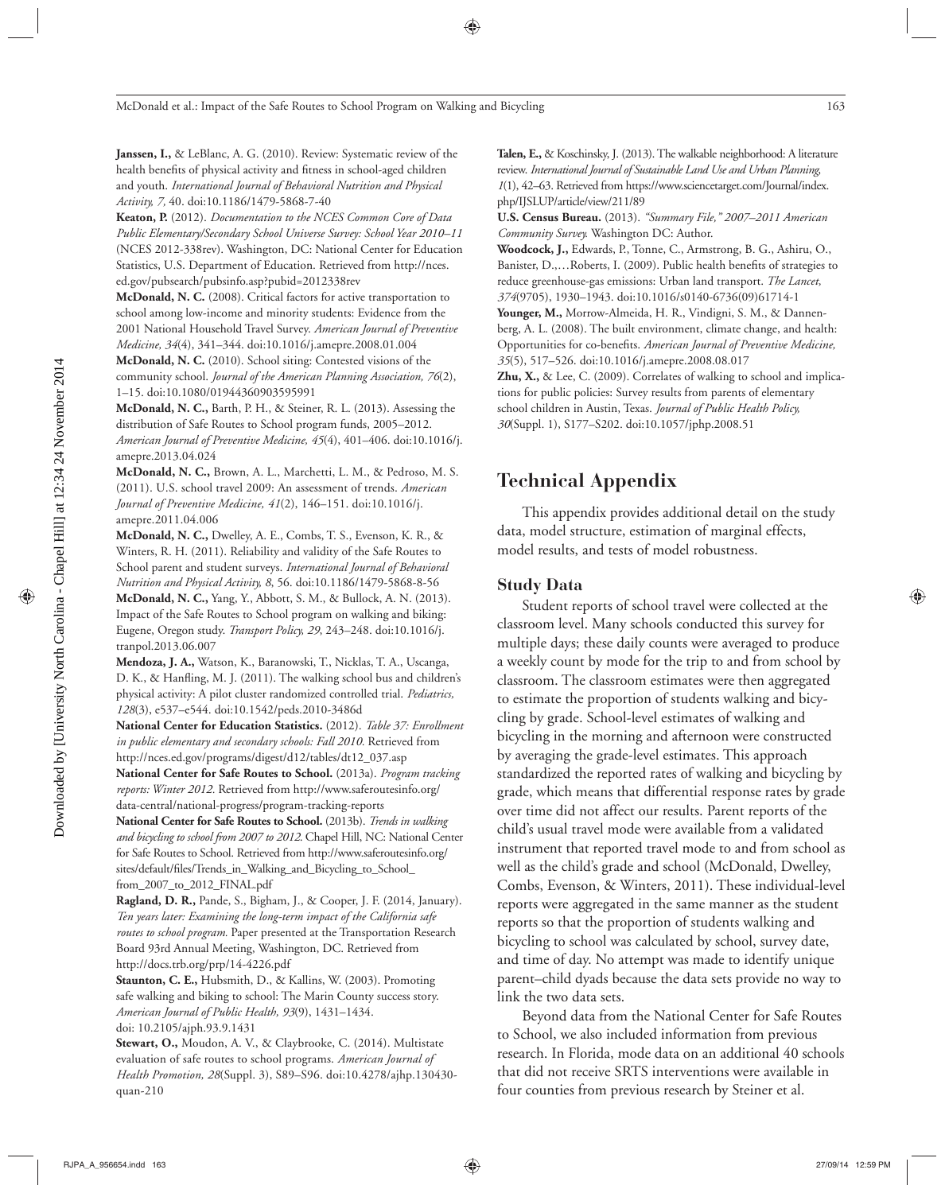**Janssen, I.,** & LeBlanc, A. G. (2010). Review: Systematic review of the health benefits of physical activity and fitness in school-aged children and youth. *International Journal of Behavioral Nutrition and Physical Activity, 7,* 40. doi:10.1186/1479-5868-7-40

**Keaton, P.** (2012). *Documentation to the NCES Common Core of Data Public Elementary/Secondary School Universe Survey: School Year 2010–11* (NCES 2012-338rev). Washington, DC: National Center for Education Statistics, U.S. Department of Education. Retrieved from http://nces.ed.gov/pubsearch/pubsinfo.asp?pubid=2012338rev

**McDonald, N. C.** (2008). Critical factors for active transportation to school among low-income and minority students: Evidence from the 2001 National Household Travel Survey. *American Journal of Preventive Medicine, 34*(4), 341–344. doi:10.1016/j.amepre.2008.01.004

**McDonald, N. C.** (2010). School siting: Contested visions of the community school. *Journal of the American Planning Association, 76*(2), 1–15. doi:10.1080/01944360903595991

**McDonald, N. C.,** Barth, P. H., & Steiner, R. L. (2013). Assessing the distribution of Safe Routes to School program funds, 2005–2012. *American Journal of Preventive Medicine, 45*(4), 401–406. doi:10.1016/j.amepre.2013.04.024

**McDonald, N. C.,** Brown, A. L., Marchetti, L. M., & Pedroso, M. S. (2011). U.S. school travel 2009: An assessment of trends. *American Journal of Preventive Medicine, 41*(2), 146–151. doi:10.1016/j.amepre.2011.04.006

**McDonald, N. C.,** Dwelley, A. E., Combs, T. S., Evenson, K. R., & Winters, R. H. (2011). Reliability and validity of the Safe Routes to School parent and student surveys. *International Journal of Behavioral Nutrition and Physical Activity, 8*, 56. doi:10.1186/1479-5868-8-56

**McDonald, N. C.,** Yang, Y., Abbott, S. M., & Bullock, A. N. (2013). Impact of the Safe Routes to School program on walking and biking: Eugene, Oregon study. *Transport Policy, 29*, 243–248. doi:10.1016/j.tranpol.2013.06.007

**Mendoza, J. A.,** Watson, K., Baranowski, T., Nicklas, T. A., Uscanga, D. K., & Hanfling, M. J. (2011). The walking school bus and children's physical activity: A pilot cluster randomized controlled trial. *Pediatrics, 128*(3), e537–e544. doi:10.1542/peds.2010-3486d

**National Center for Education Statistics.** (2012). *Table 37: Enrollment in public elementary and secondary schools: Fall 2010.* Retrieved from http://nces.ed.gov/programs/digest/d12/tables/dt12_037.asp

**National Center for Safe Routes to School.** (2013a). *Program tracking reports: Winter 2012.* Retrieved from http://www.saferoutesinfo.org/data-central/national-progress/program-tracking-reports

**National Center for Safe Routes to School.** (2013b). *Trends in walking and bicycling to school from 2007 to 2012.* Chapel Hill, NC: National Center for Safe Routes to School. Retrieved from http://www.saferoutesinfo.org/sites/default/files/Trends_in_Walking_and_Bicycling_to_School_from_2007_to_2012_FINAL.pdf

**Ragland, D. R.,** Pande, S., Bigham, J., & Cooper, J. F. (2014, January). *Ten years later: Examining the long-term impact of the California safe routes to school program.* Paper presented at the Transportation Research Board 93rd Annual Meeting, Washington, DC. Retrieved from http://docs.trb.org/prp/14-4226.pdf

**Staunton, C. E.,** Hubsmith, D., & Kallins, W. (2003). Promoting safe walking and biking to school: The Marin County success story. *American Journal of Public Health, 93*(9), 1431–1434. doi: 10.2105/ajph.93.9.1431

**Stewart, O.,** Moudon, A. V., & Claybrooke, C. (2014). Multistate evaluation of safe routes to school programs. *American Journal of Health Promotion, 28*(Suppl. 3), S89–S96. doi:10.4278/ajhp.130430-quan-210

**Talen, E.,** & Koschinsky, J. (2013). The walkable neighborhood: A literature review. *International Journal of Sustainable Land Use and Urban Planning, 1*(1), 42–63. Retrieved from https://www.sciencetarget.com/Journal/index.php/IJSLUP/article/view/211/89

**U.S. Census Bureau.** (2013). *"Summary File," 2007–2011 American Community Survey.* Washington DC: Author.

**Woodcock, J.,** Edwards, P., Tonne, C., Armstrong, B. G., Ashiru, O., Banister, D.,…Roberts, I. (2009). Public health benefits of strategies to reduce greenhouse-gas emissions: Urban land transport. *The Lancet, 374*(9705), 1930–1943. doi:10.1016/s0140-6736(09)61714-1

**Younger, M.,** Morrow-Almeida, H. R., Vindigni, S. M., & Dannenberg, A. L. (2008). The built environment, climate change, and health: Opportunities for co-benefits. *American Journal of Preventive Medicine, 35*(5), 517–526. doi:10.1016/j.amepre.2008.08.017

**Zhu, X.,** & Lee, C. (2009). Correlates of walking to school and implications for public policies: Survey results from parents of elementary school children in Austin, Texas. *Journal of Public Health Policy, 30*(Suppl. 1), S177–S202. doi:10.1057/jphp.2008.51

## Technical Appendix

This appendix provides additional detail on the study data, model structure, estimation of marginal effects, model results, and tests of model robustness.

### Study Data

Student reports of school travel were collected at the classroom level. Many schools conducted this survey for multiple days; these daily counts were averaged to produce a weekly count by mode for the trip to and from school by classroom. The classroom estimates were then aggregated to estimate the proportion of students walking and bicycling by grade. School-level estimates of walking and bicycling in the morning and afternoon were constructed by averaging the grade-level estimates. This approach standardized the reported rates of walking and bicycling by grade, which means that differential response rates by grade over time did not affect our results. Parent reports of the child's usual travel mode were available from a validated instrument that reported travel mode to and from school as well as the child's grade and school (McDonald, Dwelley, Combs, Evenson, & Winters, 2011). These individual-level reports were aggregated in the same manner as the student reports so that the proportion of students walking and bicycling to school was calculated by school, survey date, and time of day. No attempt was made to identify unique parent–child dyads because the data sets provide no way to link the two data sets.

Beyond data from the National Center for Safe Routes to School, we also included information from previous research. In Florida, mode data on an additional 40 schools that did not receive SRTS interventions were available in four counties from previous research by Steiner et al.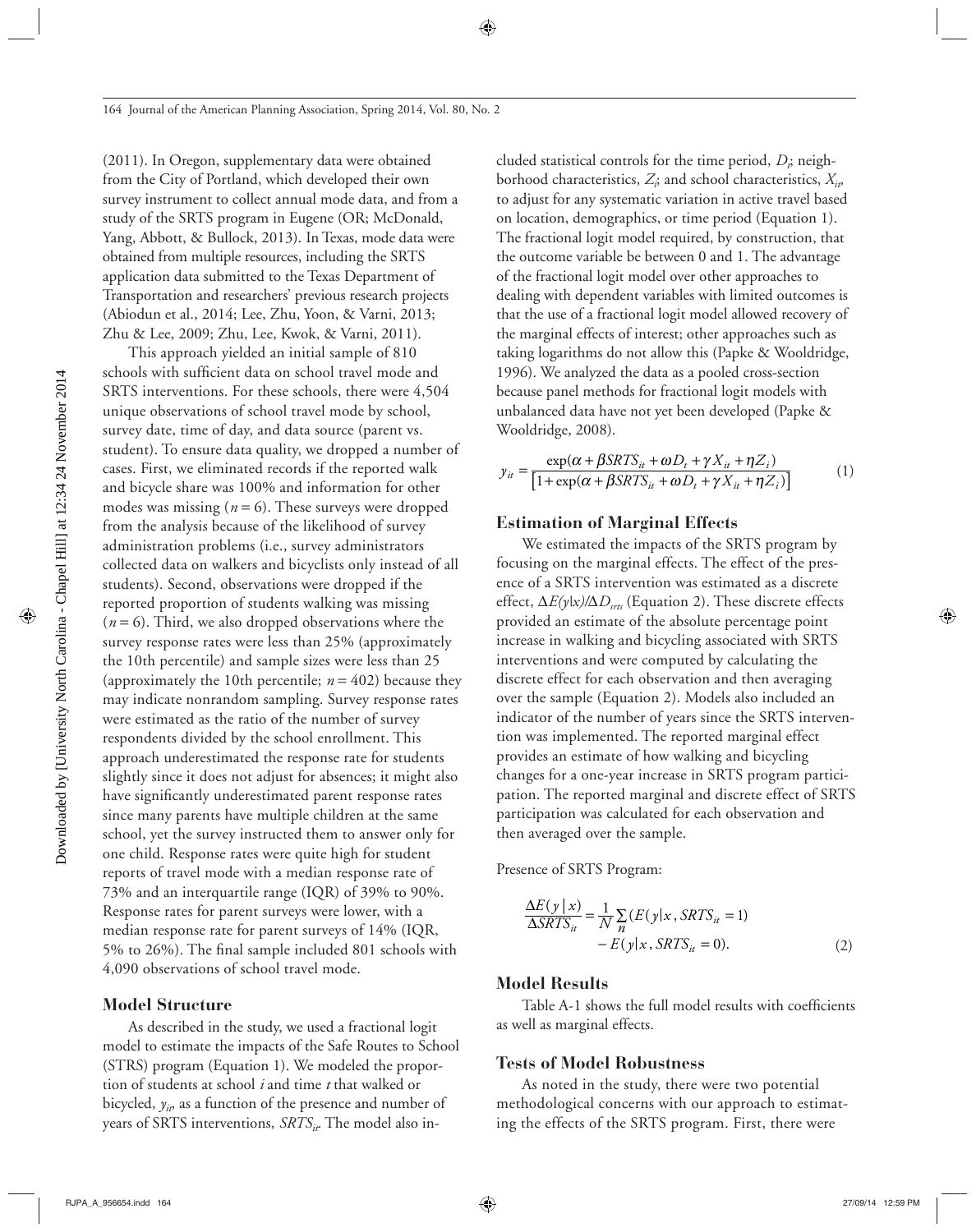(2011). In Oregon, supplementary data were obtained from the City of Portland, which developed their own survey instrument to collect annual mode data, and from a study of the SRTS program in Eugene (OR; McDonald, Yang, Abbott, & Bullock, 2013). In Texas, mode data were obtained from multiple resources, including the SRTS application data submitted to the Texas Department of Transportation and researchers' previous research projects (Abiodun et al., 2014; Lee, Zhu, Yoon, & Varni, 2013; Zhu & Lee, 2009; Zhu, Lee, Kwok, & Varni, 2011).

This approach yielded an initial sample of 810 schools with sufficient data on school travel mode and SRTS interventions. For these schools, there were 4,504 unique observations of school travel mode by school, survey date, time of day, and data source (parent vs. student). To ensure data quality, we dropped a number of cases. First, we eliminated records if the reported walk and bicycle share was 100% and information for other modes was missing ($n = 6$). These surveys were dropped from the analysis because of the likelihood of survey administration problems (i.e., survey administrators collected data on walkers and bicyclists only instead of all students). Second, observations were dropped if the reported proportion of students walking was missing ($n = 6$). Third, we also dropped observations where the survey response rates were less than 25% (approximately the 10th percentile) and sample sizes were less than 25 (approximately the 10th percentile; $n = 402$) because they may indicate nonrandom sampling. Survey response rates were estimated as the ratio of the number of survey respondents divided by the school enrollment. This approach underestimated the response rate for students slightly since it does not adjust for absences; it might also have significantly underestimated parent response rates since many parents have multiple children at the same school, yet the survey instructed them to answer only for one child. Response rates were quite high for student reports of travel mode with a median response rate of 73% and an interquartile range (IQR) of 39% to 90%. Response rates for parent surveys were lower, with a median response rate for parent surveys of 14% (IQR, 5% to 26%). The final sample included 801 schools with 4,090 observations of school travel mode.

### Model Structure

As described in the study, we used a fractional logit model to estimate the impacts of the Safe Routes to School (STRS) program (Equation 1). We modeled the proportion of students at school $i$ and time $t$ that walked or bicycled, $y_{it}$, as a function of the presence and number of years of SRTS interventions, $SRTS_{it}$. The model also included statistical controls for the time period, $D_t$; neighborhood characteristics, $Z_i$; and school characteristics, $X_{it}$, to adjust for any systematic variation in active travel based on location, demographics, or time period (Equation 1). The fractional logit model required, by construction, that the outcome variable be between 0 and 1. The advantage of the fractional logit model over other approaches to dealing with dependent variables with limited outcomes is that the use of a fractional logit model allowed recovery of the marginal effects of interest; other approaches such as taking logarithms do not allow this (Papke & Wooldridge, 1996). We analyzed the data as a pooled cross-section because panel methods for fractional logit models with unbalanced data have not yet been developed (Papke & Wooldridge, 2008).

$$y_{it} = \frac{\exp(\alpha + \beta SRTS_{it} + \omega D_t + \gamma X_{it} + \eta Z_i)}{\left[1 + \exp(\alpha + \beta SRTS_{it} + \omega D_t + \gamma X_{it} + \eta Z_i)\right]} \quad (1)$$

### Estimation of Marginal Effects

We estimated the impacts of the SRTS program by focusing on the marginal effects. The effect of the presence of a SRTS intervention was estimated as a discrete effect, $\Delta E(y|x)/\Delta D_{srts}$ (Equation 2). These discrete effects provided an estimate of the absolute percentage point increase in walking and bicycling associated with SRTS interventions and were computed by calculating the discrete effect for each observation and then averaging over the sample (Equation 2). Models also included an indicator of the number of years since the SRTS intervention was implemented. The reported marginal effect provides an estimate of how walking and bicycling changes for a one-year increase in SRTS program participation. The reported marginal and discrete effect of SRTS participation was calculated for each observation and then averaged over the sample.

Presence of SRTS Program:

$$\frac{\Delta E(y \mid x)}{\Delta SRTS_{it}} = \frac{1}{N} \sum_{n} (E(y|x, SRTS_{it} = 1) - E(y|x, SRTS_{it} = 0). \quad (2)$$

### Model Results

Table A-1 shows the full model results with coefficients as well as marginal effects.

### Tests of Model Robustness

As noted in the study, there were two potential methodological concerns with our approach to estimating the effects of the SRTS program. First, there were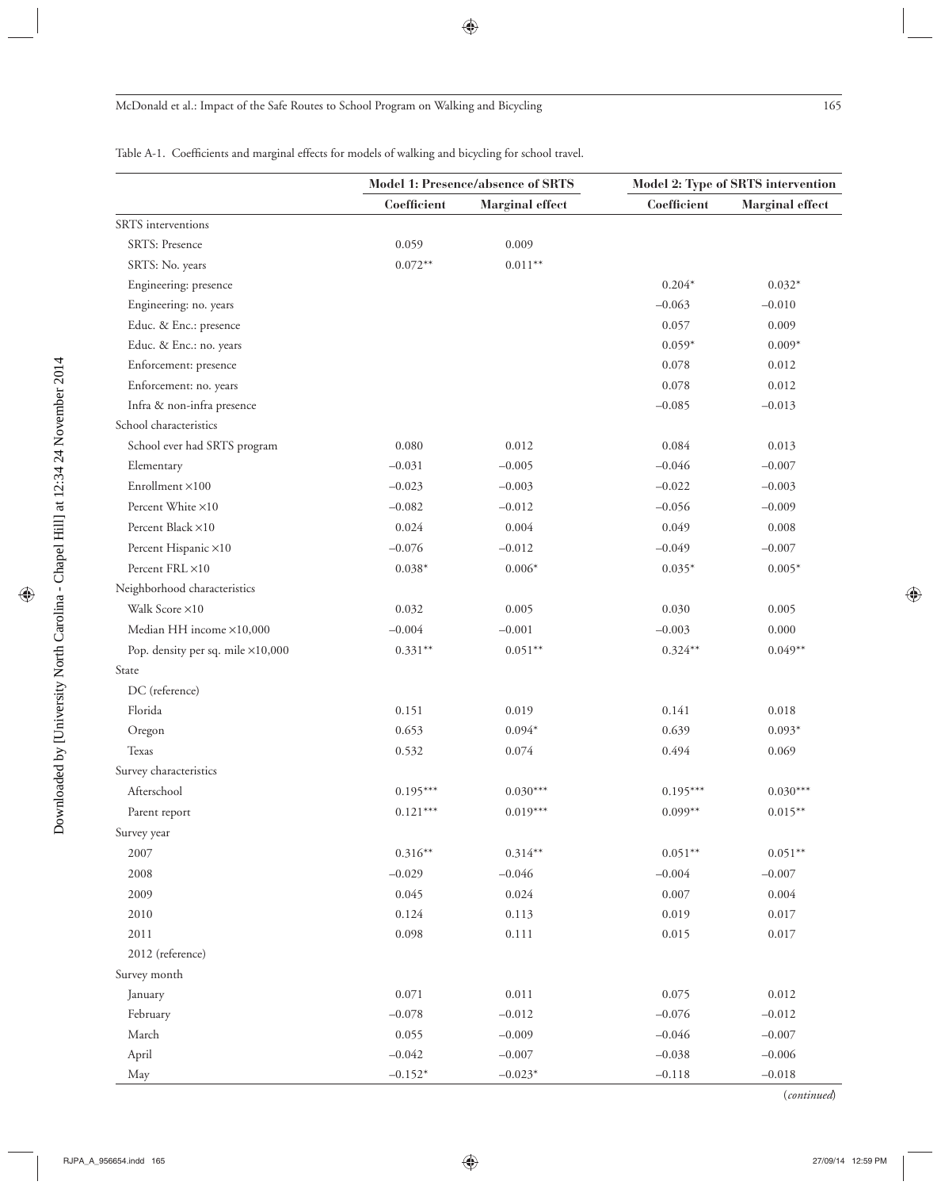Table A-1. Coefficients and marginal effects for models of walking and bicycling for school travel.

| | Model 1: Presence/absence of SRTS | | Model 2: Type of SRTS intervention | |
|---|---|---|---|---|
| | Coefficient | Marginal effect | Coefficient | Marginal effect |
| SRTS interventions | | | | |
| SRTS: Presence | 0.059 | 0.009 | | |
| SRTS: No. years | 0.072** | 0.011** | | |
| Engineering: presence | | | 0.204* | 0.032* |
| Engineering: no. years | | | –0.063 | –0.010 |
| Educ. & Enc.: presence | | | 0.057 | 0.009 |
| Educ. & Enc.: no. years | | | 0.059* | 0.009* |
| Enforcement: presence | | | 0.078 | 0.012 |
| Enforcement: no. years | | | 0.078 | 0.012 |
| Infra & non-infra presence | | | –0.085 | –0.013 |
| School characteristics | | | | |
| School ever had SRTS program | 0.080 | 0.012 | 0.084 | 0.013 |
| Elementary | –0.031 | –0.005 | –0.046 | –0.007 |
| Enrollment ×100 | –0.023 | –0.003 | –0.022 | –0.003 |
| Percent White ×10 | –0.082 | –0.012 | –0.056 | –0.009 |
| Percent Black ×10 | 0.024 | 0.004 | 0.049 | 0.008 |
| Percent Hispanic ×10 | –0.076 | –0.012 | –0.049 | –0.007 |
| Percent FRL ×10 | 0.038* | 0.006* | 0.035* | 0.005* |
| Neighborhood characteristics | | | | |
| Walk Score ×10 | 0.032 | 0.005 | 0.030 | 0.005 |
| Median HH income ×10,000 | –0.004 | –0.001 | –0.003 | 0.000 |
| Pop. density per sq. mile ×10,000 | 0.331** | 0.051** | 0.324** | 0.049** |
| State | | | | |
| DC (reference) | | | | |
| Florida | 0.151 | 0.019 | 0.141 | 0.018 |
| Oregon | 0.653 | 0.094* | 0.639 | 0.093* |
| Texas | 0.532 | 0.074 | 0.494 | 0.069 |
| Survey characteristics | | | | |
| Afterschool | 0.195*** | 0.030*** | 0.195*** | 0.030*** |
| Parent report | 0.121*** | 0.019*** | 0.099** | 0.015** |
| Survey year | | | | |
| 2007 | 0.316** | 0.314** | 0.051** | 0.051** |
| 2008 | –0.029 | –0.046 | –0.004 | –0.007 |
| 2009 | 0.045 | 0.024 | 0.007 | 0.004 |
| 2010 | 0.124 | 0.113 | 0.019 | 0.017 |
| 2011 | 0.098 | 0.111 | 0.015 | 0.017 |
| 2012 (reference) | | | | |
| Survey month | | | | |
| January | 0.071 | 0.011 | 0.075 | 0.012 |
| February | –0.078 | –0.012 | –0.076 | –0.012 |
| March | 0.055 | –0.009 | –0.046 | –0.007 |
| April | –0.042 | –0.007 | –0.038 | –0.006 |
| May | –0.152* | –0.023* | –0.118 | –0.018 |

(*continued*)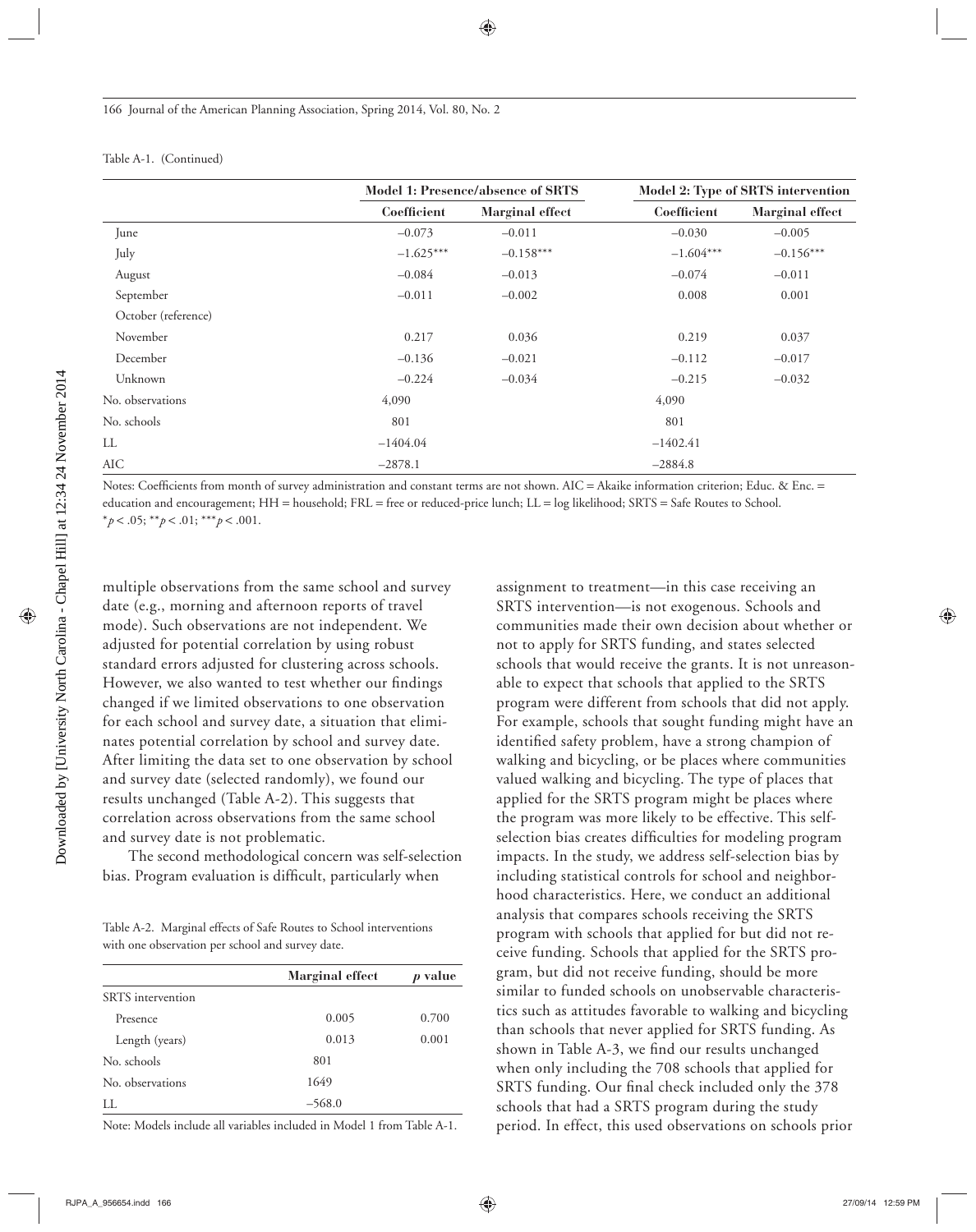Table A-1. (Continued)

| | Model 1: Presence/absence of SRTS | | Model 2: Type of SRTS intervention | |
|---|---|---|---|---|
| | Coefficient | Marginal effect | Coefficient | Marginal effect |
| June | –0.073 | –0.011 | –0.030 | –0.005 |
| July | –1.625*** | –0.158*** | –1.604*** | –0.156*** |
| August | –0.084 | –0.013 | –0.074 | –0.011 |
| September | –0.011 | –0.002 | 0.008 | 0.001 |
| October (reference) | | | | |
| November | 0.217 | 0.036 | 0.219 | 0.037 |
| December | –0.136 | –0.021 | –0.112 | –0.017 |
| Unknown | –0.224 | –0.034 | –0.215 | –0.032 |
| No. observations | 4,090 | | 4,090 | |
| No. schools | 801 | | 801 | |
| LL | –1404.04 | | –1402.41 | |
| AIC | –2878.1 | | –2884.8 | |

Notes: Coefficients from month of survey administration and constant terms are not shown. AIC = Akaike information criterion; Educ. & Enc. = education and encouragement; HH = household; FRL = free or reduced-price lunch; LL = log likelihood; SRTS = Safe Routes to School.
*$p < .05$; **$p < .01$; ***$p < .001$.

multiple observations from the same school and survey date (e.g., morning and afternoon reports of travel mode). Such observations are not independent. We adjusted for potential correlation by using robust standard errors adjusted for clustering across schools. However, we also wanted to test whether our findings changed if we limited observations to one observation for each school and survey date, a situation that eliminates potential correlation by school and survey date. After limiting the data set to one observation by school and survey date (selected randomly), we found our results unchanged (Table A-2). This suggests that correlation across observations from the same school and survey date is not problematic.

The second methodological concern was self-selection bias. Program evaluation is difficult, particularly when assignment to treatment—in this case receiving an SRTS intervention—is not exogenous. Schools and communities made their own decision about whether or not to apply for SRTS funding, and states selected schools that would receive the grants. It is not unreasonable to expect that schools that applied to the SRTS program were different from schools that did not apply. For example, schools that sought funding might have an identified safety problem, have a strong champion of walking and bicycling, or be places where communities valued walking and bicycling. The type of places that applied for the SRTS program might be places where the program was more likely to be effective. This self-selection bias creates difficulties for modeling program impacts. In the study, we address self-selection bias by including statistical controls for school and neighborhood characteristics. Here, we conduct an additional analysis that compares schools receiving the SRTS program with schools that applied for but did not receive funding. Schools that applied for the SRTS program, but did not receive funding, should be more similar to funded schools on unobservable characteristics such as attitudes favorable to walking and bicycling than schools that never applied for SRTS funding. As shown in Table A-3, we find our results unchanged when only including the 708 schools that applied for SRTS funding. Our final check included only the 378 schools that had a SRTS program during the study period. In effect, this used observations on schools prior

Table A-2. Marginal effects of Safe Routes to School interventions with one observation per school and survey date.

| | Marginal effect | *p* value |
|---|---|---|
| SRTS intervention | | |
| Presence | 0.005 | 0.700 |
| Length (years) | 0.013 | 0.001 |
| No. schools | 801 | |
| No. observations | 1649 | |
| LL | –568.0 | |

Note: Models include all variables included in Model 1 from Table A-1.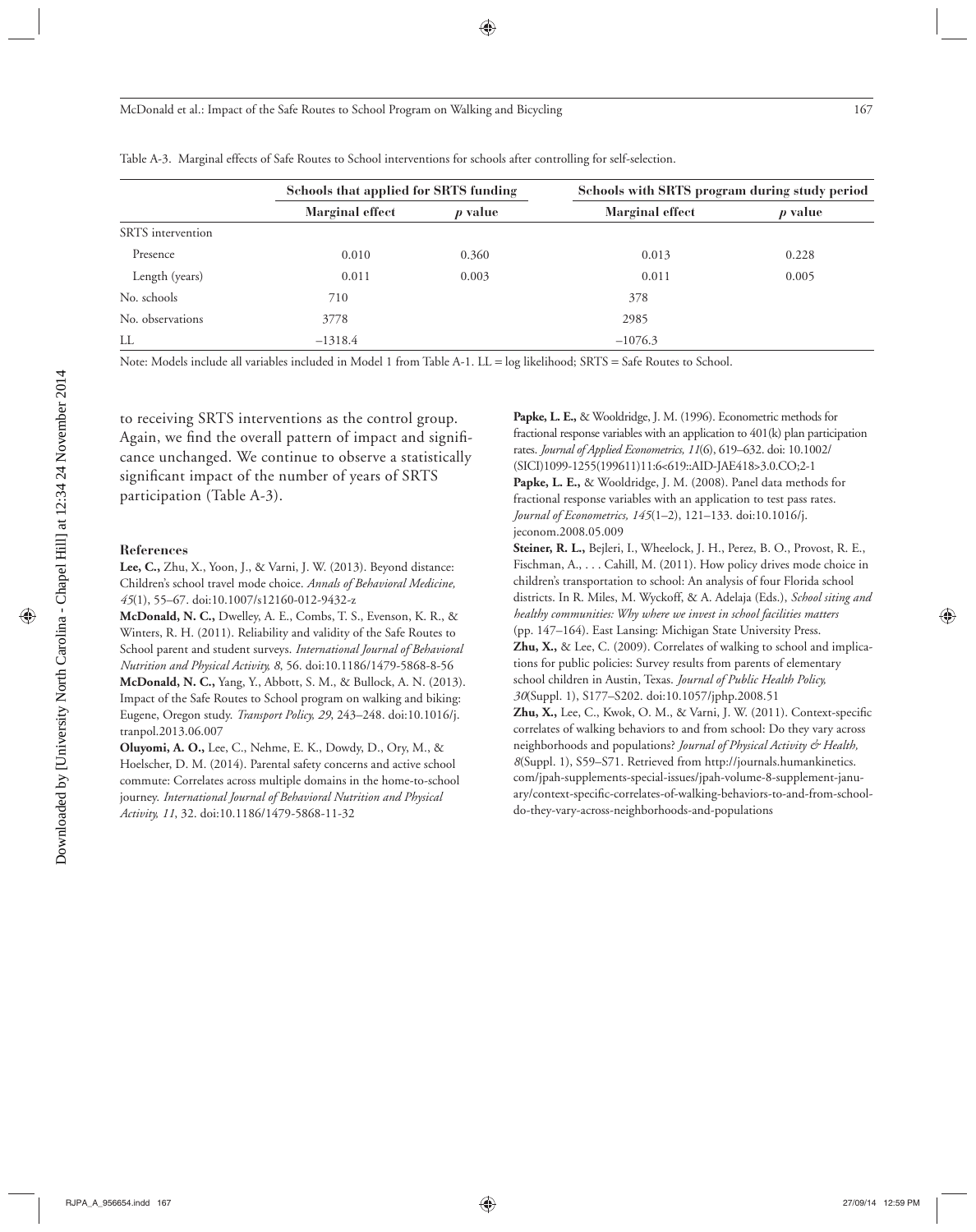Table A-3. Marginal effects of Safe Routes to School interventions for schools after controlling for self-selection.

| | Schools that applied for SRTS funding | | Schools with SRTS program during study period | |
|---|---|---|---|---|
| | Marginal effect | *p* value | Marginal effect | *p* value |
| SRTS intervention | | | | |
| Presence | 0.010 | 0.360 | 0.013 | 0.228 |
| Length (years) | 0.011 | 0.003 | 0.011 | 0.005 |
| No. schools | 710 | | 378 | |
| No. observations | 3778 | | 2985 | |
| LL | –1318.4 | | –1076.3 | |

Note: Models include all variables included in Model 1 from Table A-1. LL = log likelihood; SRTS = Safe Routes to School.

to receiving SRTS interventions as the control group. Again, we find the overall pattern of impact and significance unchanged. We continue to observe a statistically significant impact of the number of years of SRTS participation (Table A-3).

### References

**Lee, C.,** Zhu, X., Yoon, J., & Varni, J. W. (2013). Beyond distance: Children's school travel mode choice. *Annals of Behavioral Medicine, 45*(1), 55–67. doi:10.1007/s12160-012-9432-z

**McDonald, N. C.,** Dwelley, A. E., Combs, T. S., Evenson, K. R., & Winters, R. H. (2011). Reliability and validity of the Safe Routes to School parent and student surveys. *International Journal of Behavioral Nutrition and Physical Activity, 8*, 56. doi:10.1186/1479-5868-8-56

**McDonald, N. C.,** Yang, Y., Abbott, S. M., & Bullock, A. N. (2013). Impact of the Safe Routes to School program on walking and biking: Eugene, Oregon study. *Transport Policy, 29*, 243–248. doi:10.1016/j.tranpol.2013.06.007

**Oluyomi, A. O.,** Lee, C., Nehme, E. K., Dowdy, D., Ory, M., & Hoelscher, D. M. (2014). Parental safety concerns and active school commute: Correlates across multiple domains in the home-to-school journey. *International Journal of Behavioral Nutrition and Physical Activity, 11*, 32. doi:10.1186/1479-5868-11-32

**Papke, L. E.,** & Wooldridge, J. M. (1996). Econometric methods for fractional response variables with an application to 401(k) plan participation rates. *Journal of Applied Econometrics, 11*(6), 619–632. doi: 10.1002/(SICI)1099-1255(199611)11:6<619::AID-JAE418>3.0.CO;2-1

**Papke, L. E.,** & Wooldridge, J. M. (2008). Panel data methods for fractional response variables with an application to test pass rates. *Journal of Econometrics, 145*(1–2), 121–133. doi:10.1016/j.jeconom.2008.05.009

**Steiner, R. L.,** Bejleri, I., Wheelock, J. H., Perez, B. O., Provost, R. E., Fischman, A., . . . Cahill, M. (2011). How policy drives mode choice in children's transportation to school: An analysis of four Florida school districts. In R. Miles, M. Wyckoff, & A. Adelaja (Eds.), *School siting and healthy communities: Why where we invest in school facilities matters* (pp. 147–164). East Lansing: Michigan State University Press.

**Zhu, X.,** & Lee, C. (2009). Correlates of walking to school and implications for public policies: Survey results from parents of elementary school children in Austin, Texas. *Journal of Public Health Policy, 30*(Suppl. 1), S177–S202. doi:10.1057/jphp.2008.51

**Zhu, X.,** Lee, C., Kwok, O. M., & Varni, J. W. (2011). Context-specific correlates of walking behaviors to and from school: Do they vary across neighborhoods and populations? *Journal of Physical Activity & Health, 8*(Suppl. 1), S59–S71. Retrieved from http://journals.humankinetics.com/jpah-supplements-special-issues/jpah-volume-8-supplement-january/context-specific-correlates-of-walking-behaviors-to-and-from-school-do-they-vary-across-neighborhoods-and-populations